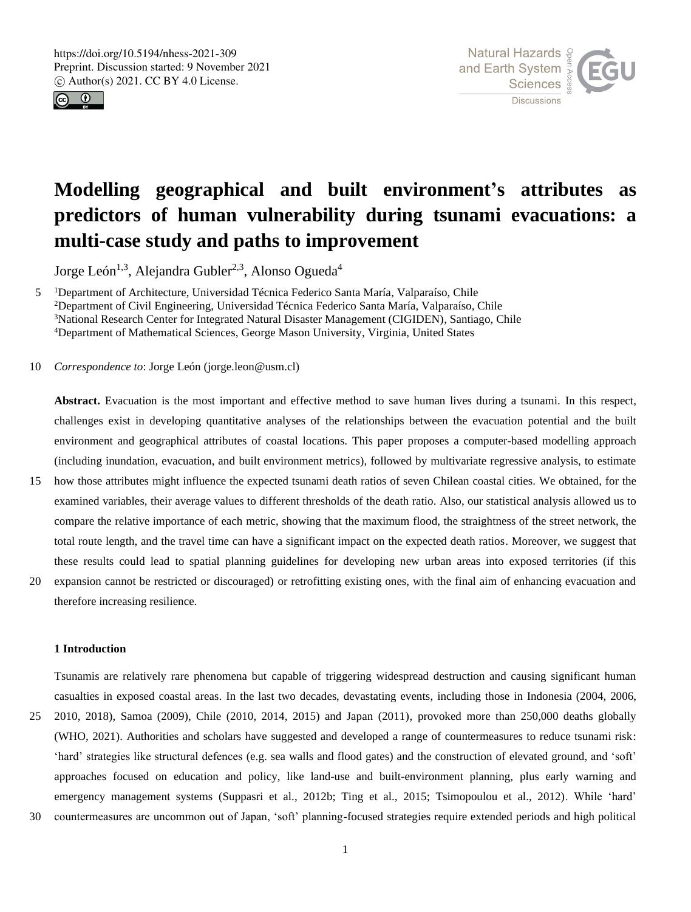# Modelling geographical and built environment's attributes as predictors of human vulnerability during tsunami evacuations: a multi-case study and paths to improvement

Jorge León[1,3], Alejandra Gubler[2,3], Alonso Ogueda[4]

[1]Department of Architecture, Universidad Técnica Federico Santa María, Valparaíso, Chile
[2]Department of Civil Engineering, Universidad Técnica Federico Santa María, Valparaíso, Chile
[3]National Research Center for Integrated Natural Disaster Management (CIGIDEN), Santiago, Chile
[4]Department of Mathematical Sciences, George Mason University, Virginia, United States

*Correspondence to*: Jorge León (jorge.leon@usm.cl)

**Abstract.** Evacuation is the most important and effective method to save human lives during a tsunami. In this respect, challenges exist in developing quantitative analyses of the relationships between the evacuation potential and the built environment and geographical attributes of coastal locations. This paper proposes a computer-based modelling approach (including inundation, evacuation, and built environment metrics), followed by multivariate regressive analysis, to estimate how those attributes might influence the expected tsunami death ratios of seven Chilean coastal cities. We obtained, for the examined variables, their average values to different thresholds of the death ratio. Also, our statistical analysis allowed us to compare the relative importance of each metric, showing that the maximum flood, the straightness of the street network, the total route length, and the travel time can have a significant impact on the expected death ratios. Moreover, we suggest that these results could lead to spatial planning guidelines for developing new urban areas into exposed territories (if this expansion cannot be restricted or discouraged) or retrofitting existing ones, with the final aim of enhancing evacuation and therefore increasing resilience.

## 1 Introduction

Tsunamis are relatively rare phenomena but capable of triggering widespread destruction and causing significant human casualties in exposed coastal areas. In the last two decades, devastating events, including those in Indonesia (2004, 2006, 2010, 2018), Samoa (2009), Chile (2010, 2014, 2015) and Japan (2011), provoked more than 250,000 deaths globally (WHO, 2021). Authorities and scholars have suggested and developed a range of countermeasures to reduce tsunami risk: 'hard' strategies like structural defences (e.g. sea walls and flood gates) and the construction of elevated ground, and 'soft' approaches focused on education and policy, like land-use and built-environment planning, plus early warning and emergency management systems (Suppasri et al., 2012b; Ting et al., 2015; Tsimopoulou et al., 2012). While 'hard' countermeasures are uncommon out of Japan, 'soft' planning-focused strategies require extended periods and high political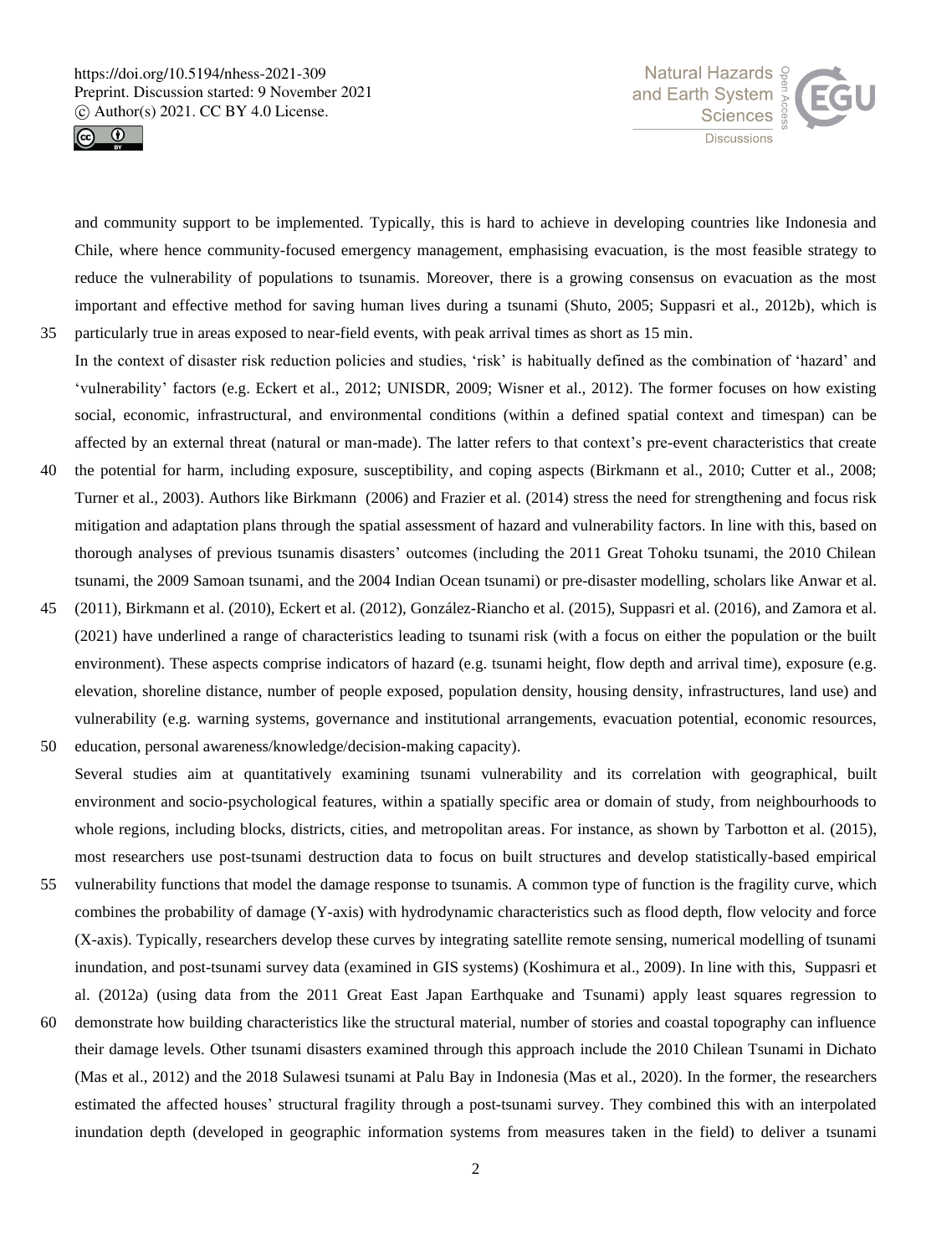and community support to be implemented. Typically, this is hard to achieve in developing countries like Indonesia and Chile, where hence community-focused emergency management, emphasising evacuation, is the most feasible strategy to reduce the vulnerability of populations to tsunamis. Moreover, there is a growing consensus on evacuation as the most important and effective method for saving human lives during a tsunami (Shuto, 2005; Suppasri et al., 2012b), which is particularly true in areas exposed to near-field events, with peak arrival times as short as 15 min.

In the context of disaster risk reduction policies and studies, 'risk' is habitually defined as the combination of 'hazard' and 'vulnerability' factors (e.g. Eckert et al., 2012; UNISDR, 2009; Wisner et al., 2012). The former focuses on how existing social, economic, infrastructural, and environmental conditions (within a defined spatial context and timespan) can be affected by an external threat (natural or man-made). The latter refers to that context's pre-event characteristics that create the potential for harm, including exposure, susceptibility, and coping aspects (Birkmann et al., 2010; Cutter et al., 2008; Turner et al., 2003). Authors like Birkmann (2006) and Frazier et al. (2014) stress the need for strengthening and focus risk mitigation and adaptation plans through the spatial assessment of hazard and vulnerability factors. In line with this, based on thorough analyses of previous tsunamis disasters' outcomes (including the 2011 Great Tohoku tsunami, the 2010 Chilean tsunami, the 2009 Samoan tsunami, and the 2004 Indian Ocean tsunami) or pre-disaster modelling, scholars like Anwar et al. (2011), Birkmann et al. (2010), Eckert et al. (2012), González-Riancho et al. (2015), Suppasri et al. (2016), and Zamora et al. (2021) have underlined a range of characteristics leading to tsunami risk (with a focus on either the population or the built environment). These aspects comprise indicators of hazard (e.g. tsunami height, flow depth and arrival time), exposure (e.g. elevation, shoreline distance, number of people exposed, population density, housing density, infrastructures, land use) and vulnerability (e.g. warning systems, governance and institutional arrangements, evacuation potential, economic resources, education, personal awareness/knowledge/decision-making capacity).

Several studies aim at quantitatively examining tsunami vulnerability and its correlation with geographical, built environment and socio-psychological features, within a spatially specific area or domain of study, from neighbourhoods to whole regions, including blocks, districts, cities, and metropolitan areas. For instance, as shown by Tarbotton et al. (2015), most researchers use post-tsunami destruction data to focus on built structures and develop statistically-based empirical vulnerability functions that model the damage response to tsunamis. A common type of function is the fragility curve, which combines the probability of damage (Y-axis) with hydrodynamic characteristics such as flood depth, flow velocity and force (X-axis). Typically, researchers develop these curves by integrating satellite remote sensing, numerical modelling of tsunami inundation, and post-tsunami survey data (examined in GIS systems) (Koshimura et al., 2009). In line with this, Suppasri et al. (2012a) (using data from the 2011 Great East Japan Earthquake and Tsunami) apply least squares regression to demonstrate how building characteristics like the structural material, number of stories and coastal topography can influence their damage levels. Other tsunami disasters examined through this approach include the 2010 Chilean Tsunami in Dichato (Mas et al., 2012) and the 2018 Sulawesi tsunami at Palu Bay in Indonesia (Mas et al., 2020). In the former, the researchers estimated the affected houses' structural fragility through a post-tsunami survey. They combined this with an interpolated inundation depth (developed in geographic information systems from measures taken in the field) to deliver a tsunami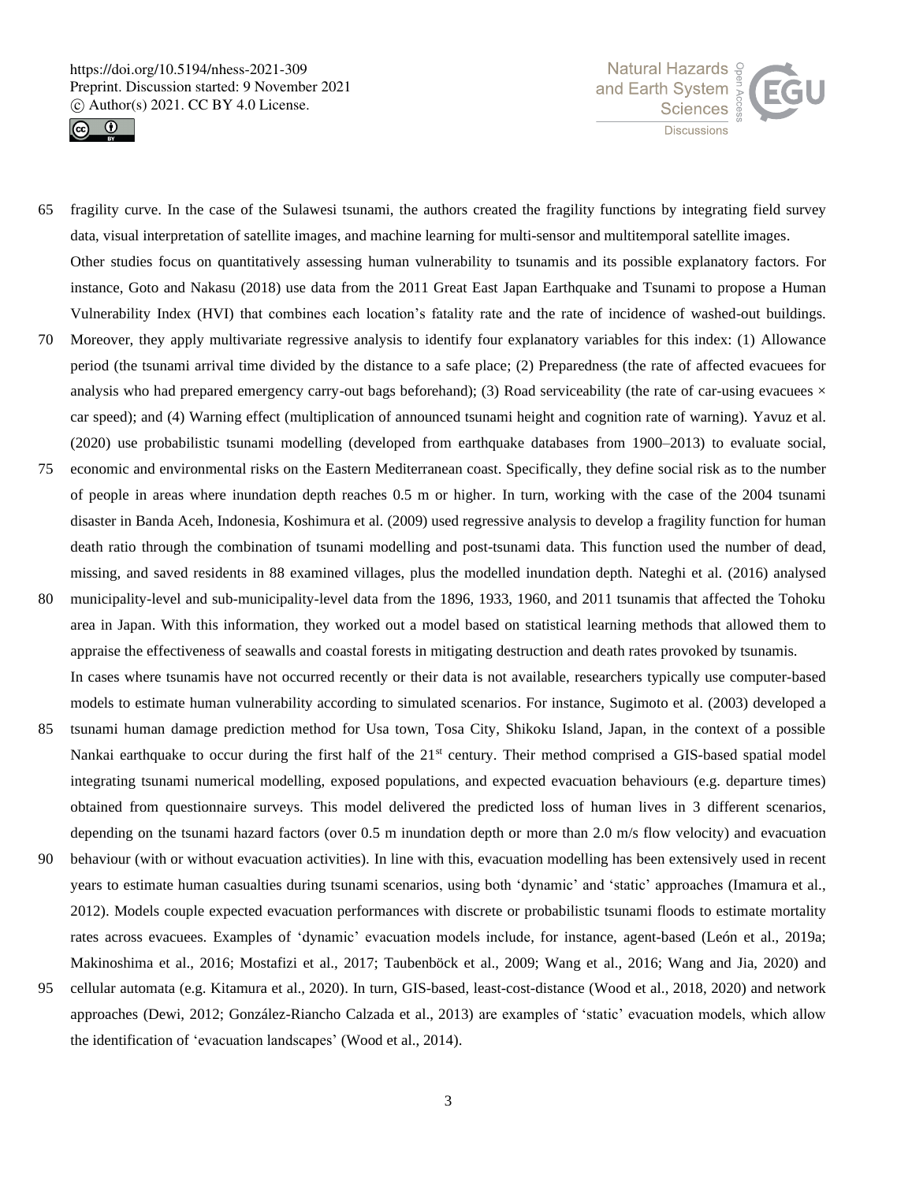fragility curve. In the case of the Sulawesi tsunami, the authors created the fragility functions by integrating field survey data, visual interpretation of satellite images, and machine learning for multi-sensor and multitemporal satellite images.

Other studies focus on quantitatively assessing human vulnerability to tsunamis and its possible explanatory factors. For instance, Goto and Nakasu (2018) use data from the 2011 Great East Japan Earthquake and Tsunami to propose a Human Vulnerability Index (HVI) that combines each location's fatality rate and the rate of incidence of washed-out buildings. Moreover, they apply multivariate regressive analysis to identify four explanatory variables for this index: (1) Allowance period (the tsunami arrival time divided by the distance to a safe place; (2) Preparedness (the rate of affected evacuees for analysis who had prepared emergency carry-out bags beforehand); (3) Road serviceability (the rate of car-using evacuees × car speed); and (4) Warning effect (multiplication of announced tsunami height and cognition rate of warning). Yavuz et al. (2020) use probabilistic tsunami modelling (developed from earthquake databases from 1900–2013) to evaluate social, economic and environmental risks on the Eastern Mediterranean coast. Specifically, they define social risk as to the number of people in areas where inundation depth reaches 0.5 m or higher. In turn, working with the case of the 2004 tsunami disaster in Banda Aceh, Indonesia, Koshimura et al. (2009) used regressive analysis to develop a fragility function for human death ratio through the combination of tsunami modelling and post-tsunami data. This function used the number of dead, missing, and saved residents in 88 examined villages, plus the modelled inundation depth. Nateghi et al. (2016) analysed municipality-level and sub-municipality-level data from the 1896, 1933, 1960, and 2011 tsunamis that affected the Tohoku area in Japan. With this information, they worked out a model based on statistical learning methods that allowed them to appraise the effectiveness of seawalls and coastal forests in mitigating destruction and death rates provoked by tsunamis.

In cases where tsunamis have not occurred recently or their data is not available, researchers typically use computer-based models to estimate human vulnerability according to simulated scenarios. For instance, Sugimoto et al. (2003) developed a tsunami human damage prediction method for Usa town, Tosa City, Shikoku Island, Japan, in the context of a possible Nankai earthquake to occur during the first half of the 21st century. Their method comprised a GIS-based spatial model integrating tsunami numerical modelling, exposed populations, and expected evacuation behaviours (e.g. departure times) obtained from questionnaire surveys. This model delivered the predicted loss of human lives in 3 different scenarios, depending on the tsunami hazard factors (over 0.5 m inundation depth or more than 2.0 m/s flow velocity) and evacuation behaviour (with or without evacuation activities). In line with this, evacuation modelling has been extensively used in recent years to estimate human casualties during tsunami scenarios, using both 'dynamic' and 'static' approaches (Imamura et al., 2012). Models couple expected evacuation performances with discrete or probabilistic tsunami floods to estimate mortality rates across evacuees. Examples of 'dynamic' evacuation models include, for instance, agent-based (León et al., 2019a; Makinoshima et al., 2016; Mostafizi et al., 2017; Taubenböck et al., 2009; Wang et al., 2016; Wang and Jia, 2020) and cellular automata (e.g. Kitamura et al., 2020). In turn, GIS-based, least-cost-distance (Wood et al., 2018, 2020) and network approaches (Dewi, 2012; González-Riancho Calzada et al., 2013) are examples of 'static' evacuation models, which allow the identification of 'evacuation landscapes' (Wood et al., 2014).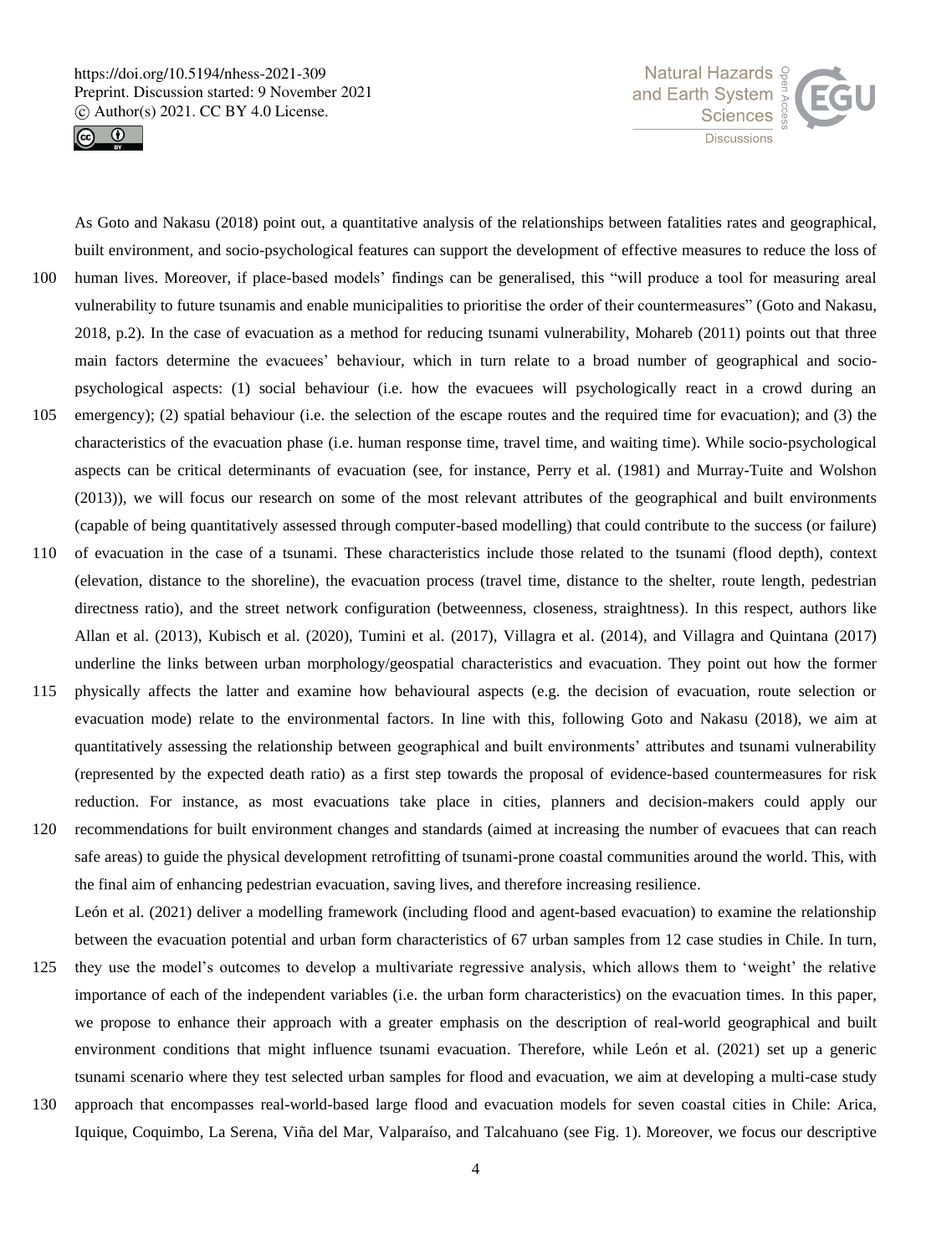As Goto and Nakasu (2018) point out, a quantitative analysis of the relationships between fatalities rates and geographical, built environment, and socio-psychological features can support the development of effective measures to reduce the loss of human lives. Moreover, if place-based models' findings can be generalised, this "will produce a tool for measuring areal vulnerability to future tsunamis and enable municipalities to prioritise the order of their countermeasures" (Goto and Nakasu, 2018, p.2). In the case of evacuation as a method for reducing tsunami vulnerability, Mohareb (2011) points out that three main factors determine the evacuees' behaviour, which in turn relate to a broad number of geographical and socio-psychological aspects: (1) social behaviour (i.e. how the evacuees will psychologically react in a crowd during an emergency); (2) spatial behaviour (i.e. the selection of the escape routes and the required time for evacuation); and (3) the characteristics of the evacuation phase (i.e. human response time, travel time, and waiting time). While socio-psychological aspects can be critical determinants of evacuation (see, for instance, Perry et al. (1981) and Murray-Tuite and Wolshon (2013)), we will focus our research on some of the most relevant attributes of the geographical and built environments (capable of being quantitatively assessed through computer-based modelling) that could contribute to the success (or failure) of evacuation in the case of a tsunami. These characteristics include those related to the tsunami (flood depth), context (elevation, distance to the shoreline), the evacuation process (travel time, distance to the shelter, route length, pedestrian directness ratio), and the street network configuration (betweenness, closeness, straightness). In this respect, authors like Allan et al. (2013), Kubisch et al. (2020), Tumini et al. (2017), Villagra et al. (2014), and Villagra and Quintana (2017) underline the links between urban morphology/geospatial characteristics and evacuation. They point out how the former physically affects the latter and examine how behavioural aspects (e.g. the decision of evacuation, route selection or evacuation mode) relate to the environmental factors. In line with this, following Goto and Nakasu (2018), we aim at quantitatively assessing the relationship between geographical and built environments' attributes and tsunami vulnerability (represented by the expected death ratio) as a first step towards the proposal of evidence-based countermeasures for risk reduction. For instance, as most evacuations take place in cities, planners and decision-makers could apply our recommendations for built environment changes and standards (aimed at increasing the number of evacuees that can reach safe areas) to guide the physical development retrofitting of tsunami-prone coastal communities around the world. This, with the final aim of enhancing pedestrian evacuation, saving lives, and therefore increasing resilience.

León et al. (2021) deliver a modelling framework (including flood and agent-based evacuation) to examine the relationship between the evacuation potential and urban form characteristics of 67 urban samples from 12 case studies in Chile. In turn, they use the model's outcomes to develop a multivariate regressive analysis, which allows them to 'weight' the relative importance of each of the independent variables (i.e. the urban form characteristics) on the evacuation times. In this paper, we propose to enhance their approach with a greater emphasis on the description of real-world geographical and built environment conditions that might influence tsunami evacuation. Therefore, while León et al. (2021) set up a generic tsunami scenario where they test selected urban samples for flood and evacuation, we aim at developing a multi-case study approach that encompasses real-world-based large flood and evacuation models for seven coastal cities in Chile: Arica, Iquique, Coquimbo, La Serena, Viña del Mar, Valparaíso, and Talcahuano (see Fig. 1). Moreover, we focus our descriptive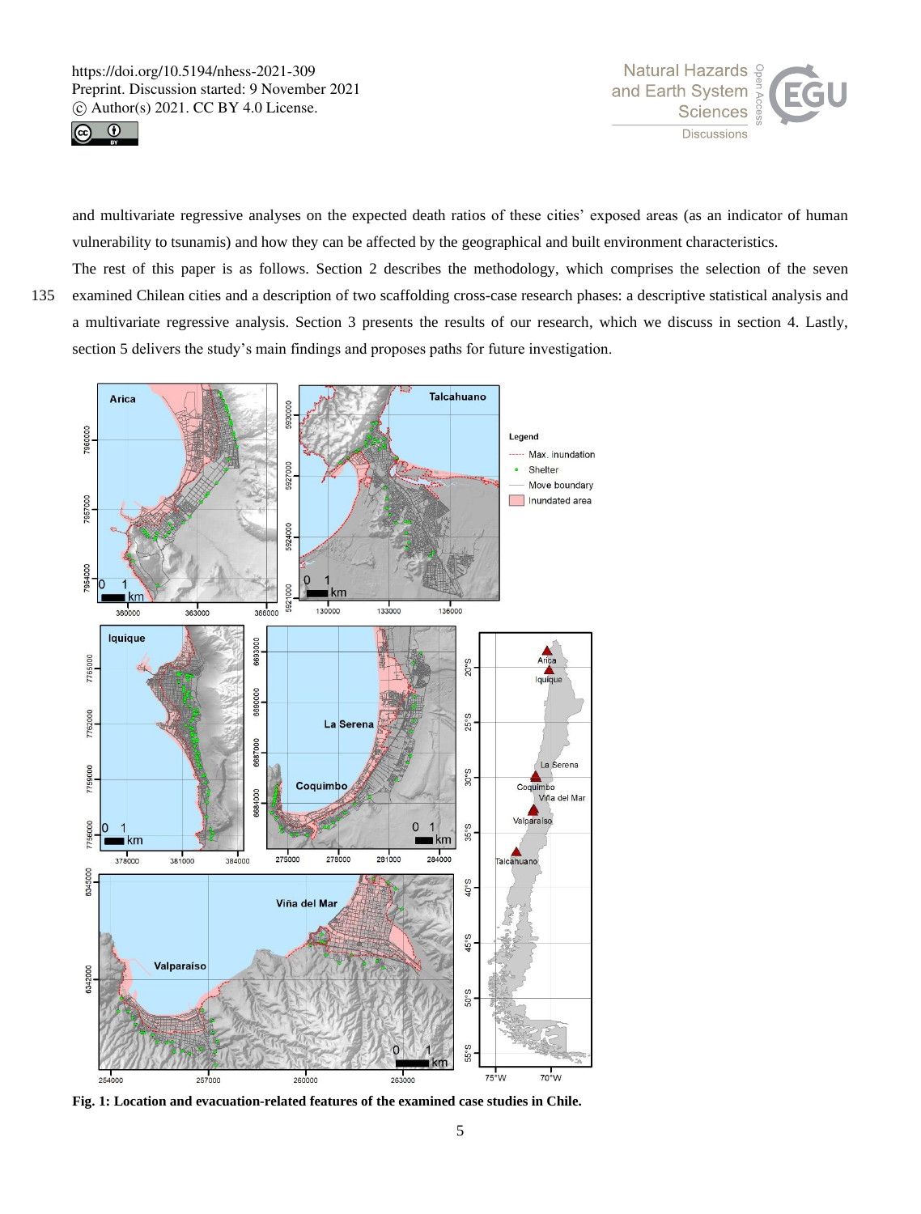and multivariate regressive analyses on the expected death ratios of these cities' exposed areas (as an indicator of human vulnerability to tsunamis) and how they can be affected by the geographical and built environment characteristics.

The rest of this paper is as follows. Section 2 describes the methodology, which comprises the selection of the seven examined Chilean cities and a description of two scaffolding cross-case research phases: a descriptive statistical analysis and a multivariate regressive analysis. Section 3 presents the results of our research, which we discuss in section 4. Lastly, section 5 delivers the study's main findings and proposes paths for future investigation.

Arica
Talcahuano
Iquique
La Serena
Coquimbo
Viña del Mar
Valparaíso

Legend
Max. inundation
Shelter
Move boundary
Inundated area

0 1 km

7960000
7957000
7954000
360000
363000
366000
5930000
5927000
5924000
5921000
130000
133000
136000
7765000
7762000
7759000
7756000
378000
381000
384000
6693000
6690000
6687000
6684000
275000
278000
281000
284000
6345000
6342000
254000
257000
260000
263000

20°S
25°S
30°S
35°S
40°S
45°S
50°S
55°S
75°W
70°W

**Fig. 1: Location and evacuation-related features of the examined case studies in Chile.**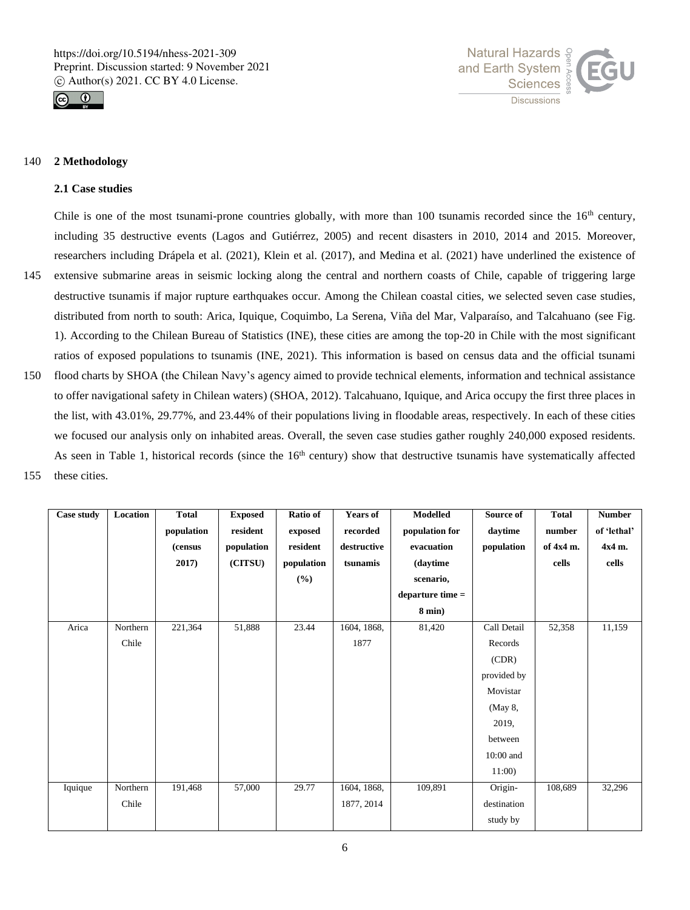## 2 Methodology

### 2.1 Case studies

Chile is one of the most tsunami-prone countries globally, with more than 100 tsunamis recorded since the 16th century, including 35 destructive events (Lagos and Gutiérrez, 2005) and recent disasters in 2010, 2014 and 2015. Moreover, researchers including Drápela et al. (2021), Klein et al. (2017), and Medina et al. (2021) have underlined the existence of extensive submarine areas in seismic locking along the central and northern coasts of Chile, capable of triggering large destructive tsunamis if major rupture earthquakes occur. Among the Chilean coastal cities, we selected seven case studies, distributed from north to south: Arica, Iquique, Coquimbo, La Serena, Viña del Mar, Valparaíso, and Talcahuano (see Fig. 1). According to the Chilean Bureau of Statistics (INE), these cities are among the top-20 in Chile with the most significant ratios of exposed populations to tsunamis (INE, 2021). This information is based on census data and the official tsunami flood charts by SHOA (the Chilean Navy's agency aimed to provide technical elements, information and technical assistance to offer navigational safety in Chilean waters) (SHOA, 2012). Talcahuano, Iquique, and Arica occupy the first three places in the list, with 43.01%, 29.77%, and 23.44% of their populations living in floodable areas, respectively. In each of these cities we focused our analysis only on inhabited areas. Overall, the seven case studies gather roughly 240,000 exposed residents. As seen in Table 1, historical records (since the 16th century) show that destructive tsunamis have systematically affected these cities.

| Case study | Location | Total population (census 2017) | Exposed resident population (CITSU) | Ratio of exposed resident population (%) | Years of recorded destructive tsunamis | Modelled population for evacuation (daytime scenario, departure time = 8 min) | Source of daytime population | Total number of 4x4 m. cells | Number of 'lethal' 4x4 m. cells |
|---|---|---|---|---|---|---|---|---|---|
| Arica | Northern Chile | 221,364 | 51,888 | 23.44 | 1604, 1868, 1877 | 81,420 | Call Detail Records (CDR) provided by Movistar (May 8, 2019, between 10:00 and 11:00) | 52,358 | 11,159 |
| Iquique | Northern Chile | 191,468 | 57,000 | 29.77 | 1604, 1868, 1877, 2014 | 109,891 | Origin-destination study by | 108,689 | 32,296 |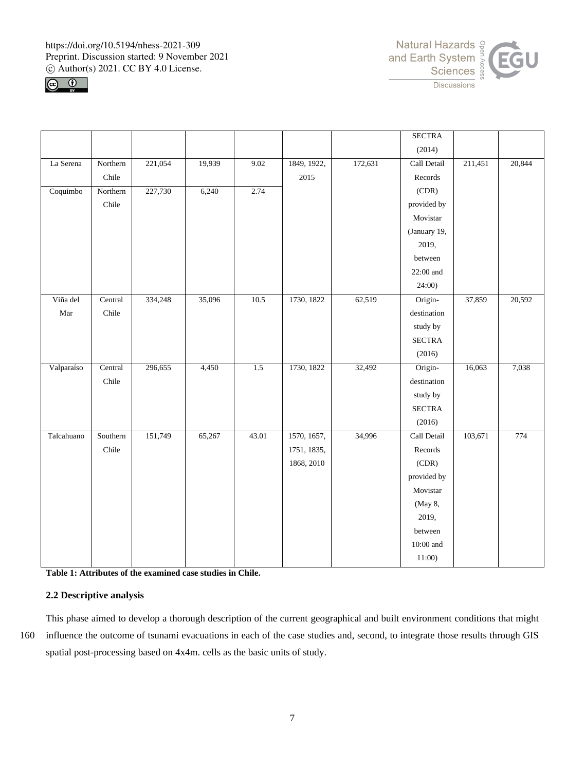| | | | | | | | | | |
|---|---|---|---|---|---|---|---|---|---|
| | | | | | | | SECTRA (2014) | | |
| La Serena | Northern Chile | 221,054 | 19,939 | 9.02 | 1849, 1922, 2015 | 172,631 | Call Detail Records (CDR) provided by Movistar (January 19, 2019, between 22:00 and 24:00) | 211,451 | 20,844 |
| Coquimbo | Northern Chile | 227,730 | 6,240 | 2.74 | | | | | |
| Viña del Mar | Central Chile | 334,248 | 35,096 | 10.5 | 1730, 1822 | 62,519 | Origin-destination study by SECTRA (2016) | 37,859 | 20,592 |
| Valparaíso | Central Chile | 296,655 | 4,450 | 1.5 | 1730, 1822 | 32,492 | Origin-destination study by SECTRA (2016) | 16,063 | 7,038 |
| Talcahuano | Southern Chile | 151,749 | 65,267 | 43.01 | 1570, 1657, 1751, 1835, 1868, 2010 | 34,996 | Call Detail Records (CDR) provided by Movistar (May 8, 2019, between 10:00 and 11:00) | 103,671 | 774 |

**Table 1: Attributes of the examined case studies in Chile.**

### 2.2 Descriptive analysis

This phase aimed to develop a thorough description of the current geographical and built environment conditions that might influence the outcome of tsunami evacuations in each of the case studies and, second, to integrate those results through GIS spatial post-processing based on 4x4m. cells as the basic units of study.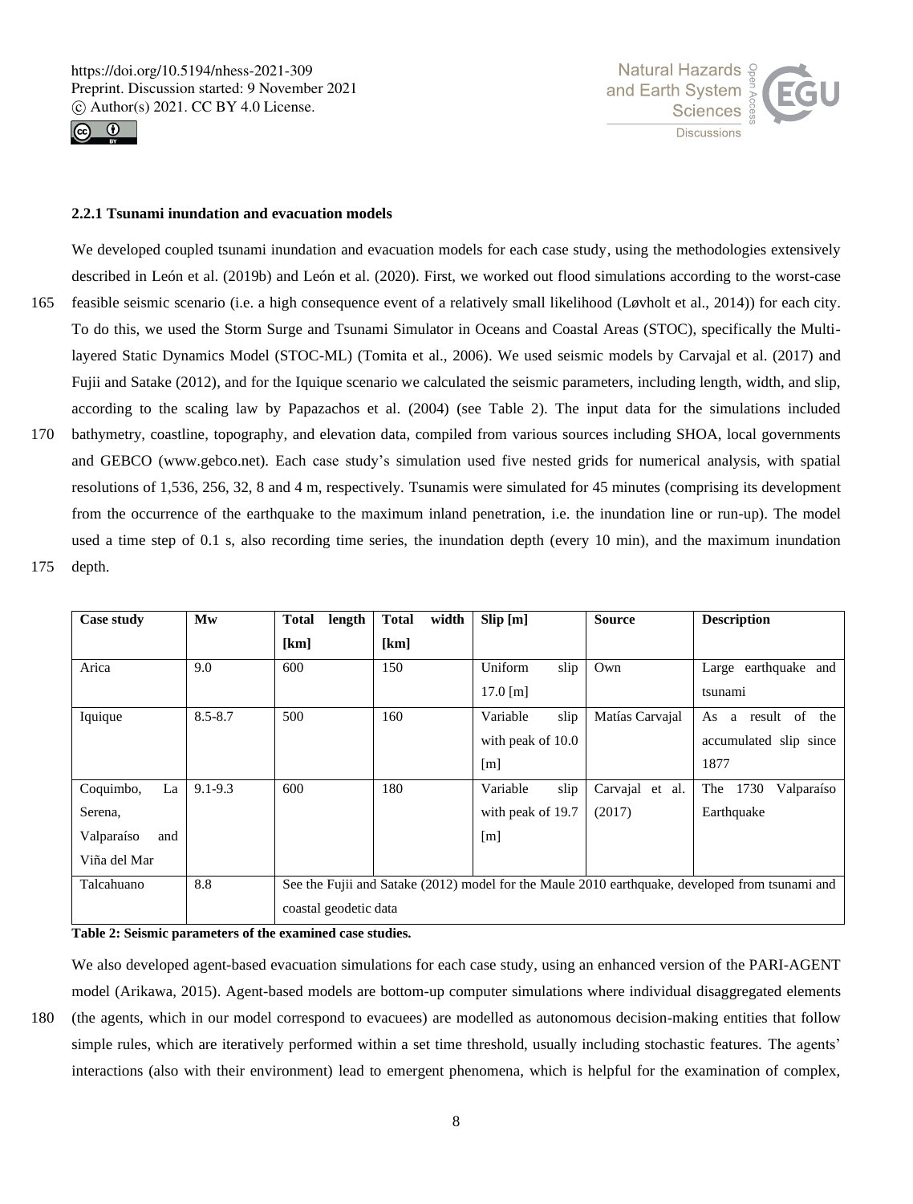### 2.2.1 Tsunami inundation and evacuation models

We developed coupled tsunami inundation and evacuation models for each case study, using the methodologies extensively described in León et al. (2019b) and León et al. (2020). First, we worked out flood simulations according to the worst-case feasible seismic scenario (i.e. a high consequence event of a relatively small likelihood (Løvholt et al., 2014)) for each city. To do this, we used the Storm Surge and Tsunami Simulator in Oceans and Coastal Areas (STOC), specifically the Multi-layered Static Dynamics Model (STOC-ML) (Tomita et al., 2006). We used seismic models by Carvajal et al. (2017) and Fujii and Satake (2012), and for the Iquique scenario we calculated the seismic parameters, including length, width, and slip, according to the scaling law by Papazachos et al. (2004) (see Table 2). The input data for the simulations included bathymetry, coastline, topography, and elevation data, compiled from various sources including SHOA, local governments and GEBCO (www.gebco.net). Each case study's simulation used five nested grids for numerical analysis, with spatial resolutions of 1,536, 256, 32, 8 and 4 m, respectively. Tsunamis were simulated for 45 minutes (comprising its development from the occurrence of the earthquake to the maximum inland penetration, i.e. the inundation line or run-up). The model used a time step of 0.1 s, also recording time series, the inundation depth (every 10 min), and the maximum inundation depth.

| Case study | Mw | Total length [km] | Total width [km] | Slip [m] | Source | Description |
|---|---|---|---|---|---|---|
| Arica | 9.0 | 600 | 150 | Uniform slip 17.0 [m] | Own | Large earthquake and tsunami |
| Iquique | 8.5-8.7 | 500 | 160 | Variable slip with peak of 10.0 [m] | Matías Carvajal | As a result of the accumulated slip since 1877 |
| Coquimbo, La Serena, Valparaíso and Viña del Mar | 9.1-9.3 | 600 | 180 | Variable slip with peak of 19.7 [m] | Carvajal et al. (2017) | The 1730 Valparaíso Earthquake |
| Talcahuano | 8.8 | See the Fujii and Satake (2012) model for the Maule 2010 earthquake, developed from tsunami and coastal geodetic data | | | | |

**Table 2: Seismic parameters of the examined case studies.**

We also developed agent-based evacuation simulations for each case study, using an enhanced version of the PARI-AGENT model (Arikawa, 2015). Agent-based models are bottom-up computer simulations where individual disaggregated elements (the agents, which in our model correspond to evacuees) are modelled as autonomous decision-making entities that follow simple rules, which are iteratively performed within a set time threshold, usually including stochastic features. The agents' interactions (also with their environment) lead to emergent phenomena, which is helpful for the examination of complex,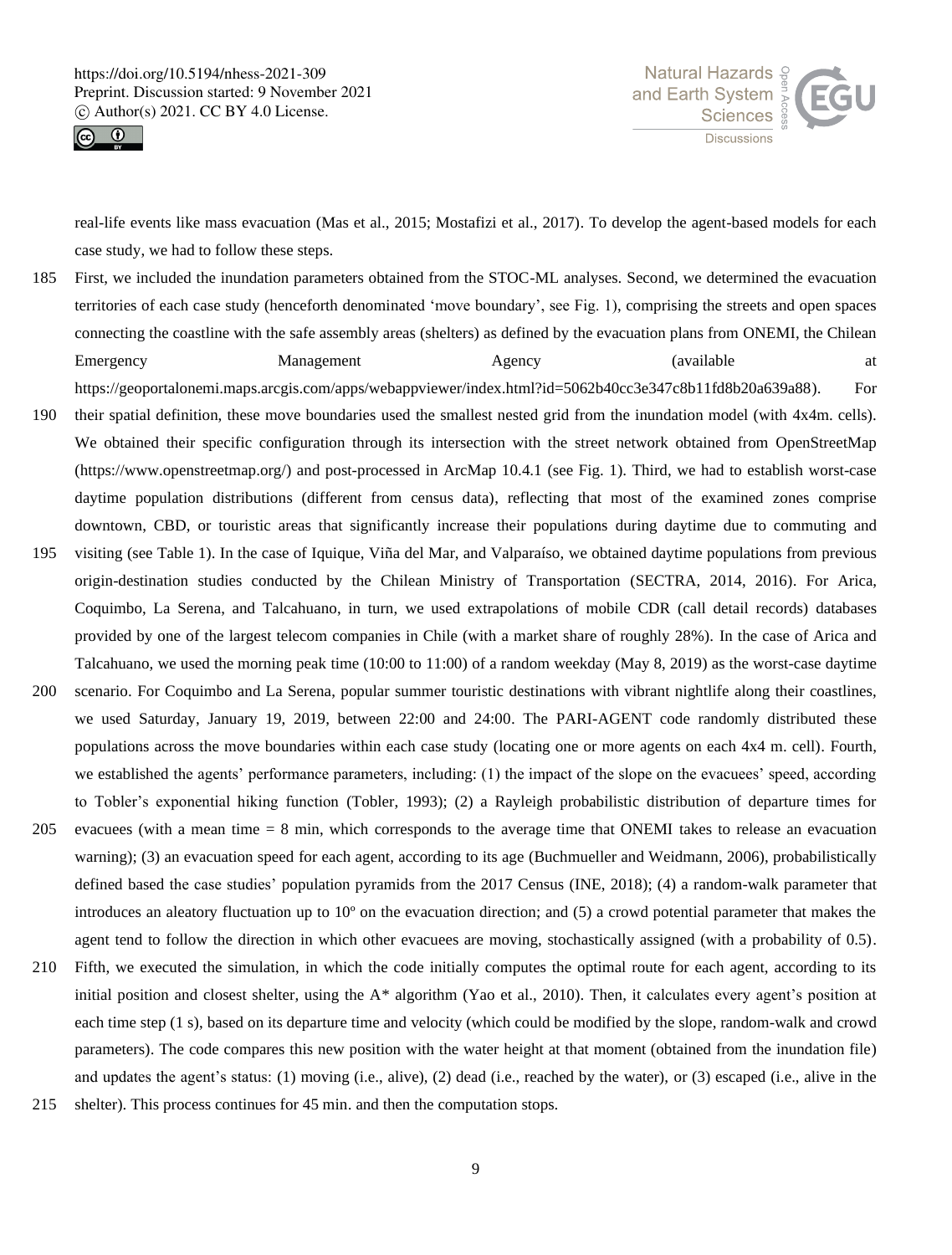real-life events like mass evacuation (Mas et al., 2015; Mostafizi et al., 2017). To develop the agent-based models for each case study, we had to follow these steps.

First, we included the inundation parameters obtained from the STOC-ML analyses. Second, we determined the evacuation territories of each case study (henceforth denominated 'move boundary', see Fig. 1), comprising the streets and open spaces connecting the coastline with the safe assembly areas (shelters) as defined by the evacuation plans from ONEMI, the Chilean Emergency Management Agency (available at https://geoportalonemi.maps.arcgis.com/apps/webappviewer/index.html?id=5062b40cc3e347c8b11fd8b20a639a88). For their spatial definition, these move boundaries used the smallest nested grid from the inundation model (with 4x4m. cells). We obtained their specific configuration through its intersection with the street network obtained from OpenStreetMap (https://www.openstreetmap.org/) and post-processed in ArcMap 10.4.1 (see Fig. 1). Third, we had to establish worst-case daytime population distributions (different from census data), reflecting that most of the examined zones comprise downtown, CBD, or touristic areas that significantly increase their populations during daytime due to commuting and visiting (see Table 1). In the case of Iquique, Viña del Mar, and Valparaíso, we obtained daytime populations from previous origin-destination studies conducted by the Chilean Ministry of Transportation (SECTRA, 2014, 2016). For Arica, Coquimbo, La Serena, and Talcahuano, in turn, we used extrapolations of mobile CDR (call detail records) databases provided by one of the largest telecom companies in Chile (with a market share of roughly 28%). In the case of Arica and Talcahuano, we used the morning peak time (10:00 to 11:00) of a random weekday (May 8, 2019) as the worst-case daytime scenario. For Coquimbo and La Serena, popular summer touristic destinations with vibrant nightlife along their coastlines, we used Saturday, January 19, 2019, between 22:00 and 24:00. The PARI-AGENT code randomly distributed these populations across the move boundaries within each case study (locating one or more agents on each 4x4 m. cell). Fourth, we established the agents' performance parameters, including: (1) the impact of the slope on the evacuees' speed, according to Tobler's exponential hiking function (Tobler, 1993); (2) a Rayleigh probabilistic distribution of departure times for evacuees (with a mean time = 8 min, which corresponds to the average time that ONEMI takes to release an evacuation warning); (3) an evacuation speed for each agent, according to its age (Buchmueller and Weidmann, 2006), probabilistically defined based the case studies' population pyramids from the 2017 Census (INE, 2018); (4) a random-walk parameter that introduces an aleatory fluctuation up to 10º on the evacuation direction; and (5) a crowd potential parameter that makes the agent tend to follow the direction in which other evacuees are moving, stochastically assigned (with a probability of 0.5).

Fifth, we executed the simulation, in which the code initially computes the optimal route for each agent, according to its initial position and closest shelter, using the A* algorithm (Yao et al., 2010). Then, it calculates every agent's position at each time step (1 s), based on its departure time and velocity (which could be modified by the slope, random-walk and crowd parameters). The code compares this new position with the water height at that moment (obtained from the inundation file) and updates the agent's status: (1) moving (i.e., alive), (2) dead (i.e., reached by the water), or (3) escaped (i.e., alive in the shelter). This process continues for 45 min. and then the computation stops.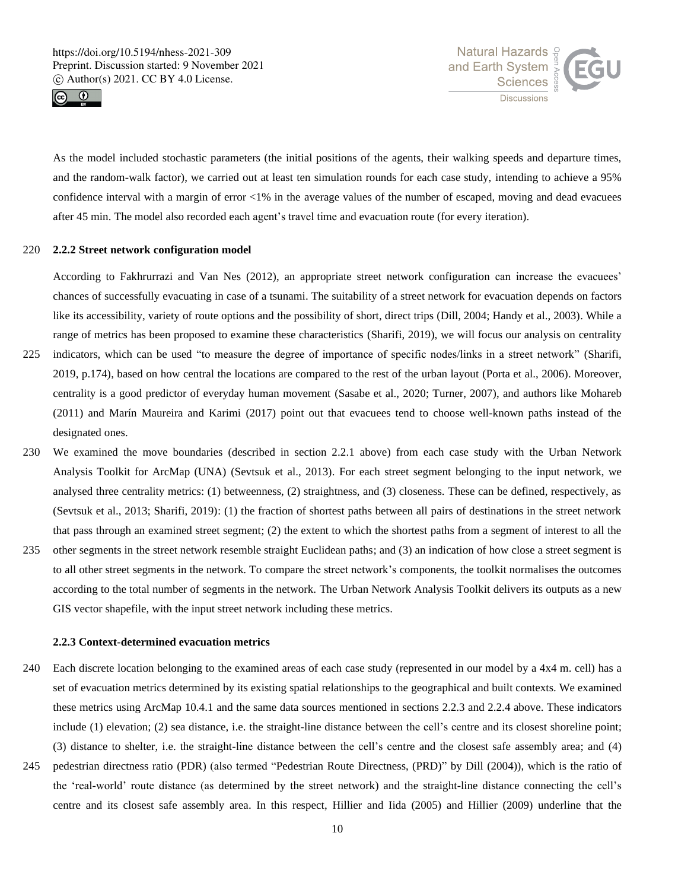As the model included stochastic parameters (the initial positions of the agents, their walking speeds and departure times, and the random-walk factor), we carried out at least ten simulation rounds for each case study, intending to achieve a 95% confidence interval with a margin of error <1% in the average values of the number of escaped, moving and dead evacuees after 45 min. The model also recorded each agent's travel time and evacuation route (for every iteration).

### 2.2.2 Street network configuration model

According to Fakhrurrazi and Van Nes (2012), an appropriate street network configuration can increase the evacuees' chances of successfully evacuating in case of a tsunami. The suitability of a street network for evacuation depends on factors like its accessibility, variety of route options and the possibility of short, direct trips (Dill, 2004; Handy et al., 2003). While a range of metrics has been proposed to examine these characteristics (Sharifi, 2019), we will focus our analysis on centrality indicators, which can be used "to measure the degree of importance of specific nodes/links in a street network" (Sharifi, 2019, p.174), based on how central the locations are compared to the rest of the urban layout (Porta et al., 2006). Moreover, centrality is a good predictor of everyday human movement (Sasabe et al., 2020; Turner, 2007), and authors like Mohareb (2011) and Marín Maureira and Karimi (2017) point out that evacuees tend to choose well-known paths instead of the designated ones.

We examined the move boundaries (described in section 2.2.1 above) from each case study with the Urban Network Analysis Toolkit for ArcMap (UNA) (Sevtsuk et al., 2013). For each street segment belonging to the input network, we analysed three centrality metrics: (1) betweenness, (2) straightness, and (3) closeness. These can be defined, respectively, as (Sevtsuk et al., 2013; Sharifi, 2019): (1) the fraction of shortest paths between all pairs of destinations in the street network that pass through an examined street segment; (2) the extent to which the shortest paths from a segment of interest to all the other segments in the street network resemble straight Euclidean paths; and (3) an indication of how close a street segment is to all other street segments in the network. To compare the street network's components, the toolkit normalises the outcomes according to the total number of segments in the network. The Urban Network Analysis Toolkit delivers its outputs as a new GIS vector shapefile, with the input street network including these metrics.

### 2.2.3 Context-determined evacuation metrics

Each discrete location belonging to the examined areas of each case study (represented in our model by a 4x4 m. cell) has a set of evacuation metrics determined by its existing spatial relationships to the geographical and built contexts. We examined these metrics using ArcMap 10.4.1 and the same data sources mentioned in sections 2.2.3 and 2.2.4 above. These indicators include (1) elevation; (2) sea distance, i.e. the straight-line distance between the cell's centre and its closest shoreline point; (3) distance to shelter, i.e. the straight-line distance between the cell's centre and the closest safe assembly area; and (4) pedestrian directness ratio (PDR) (also termed "Pedestrian Route Directness, (PRD)" by Dill (2004)), which is the ratio of the 'real-world' route distance (as determined by the street network) and the straight-line distance connecting the cell's centre and its closest safe assembly area. In this respect, Hillier and Iida (2005) and Hillier (2009) underline that the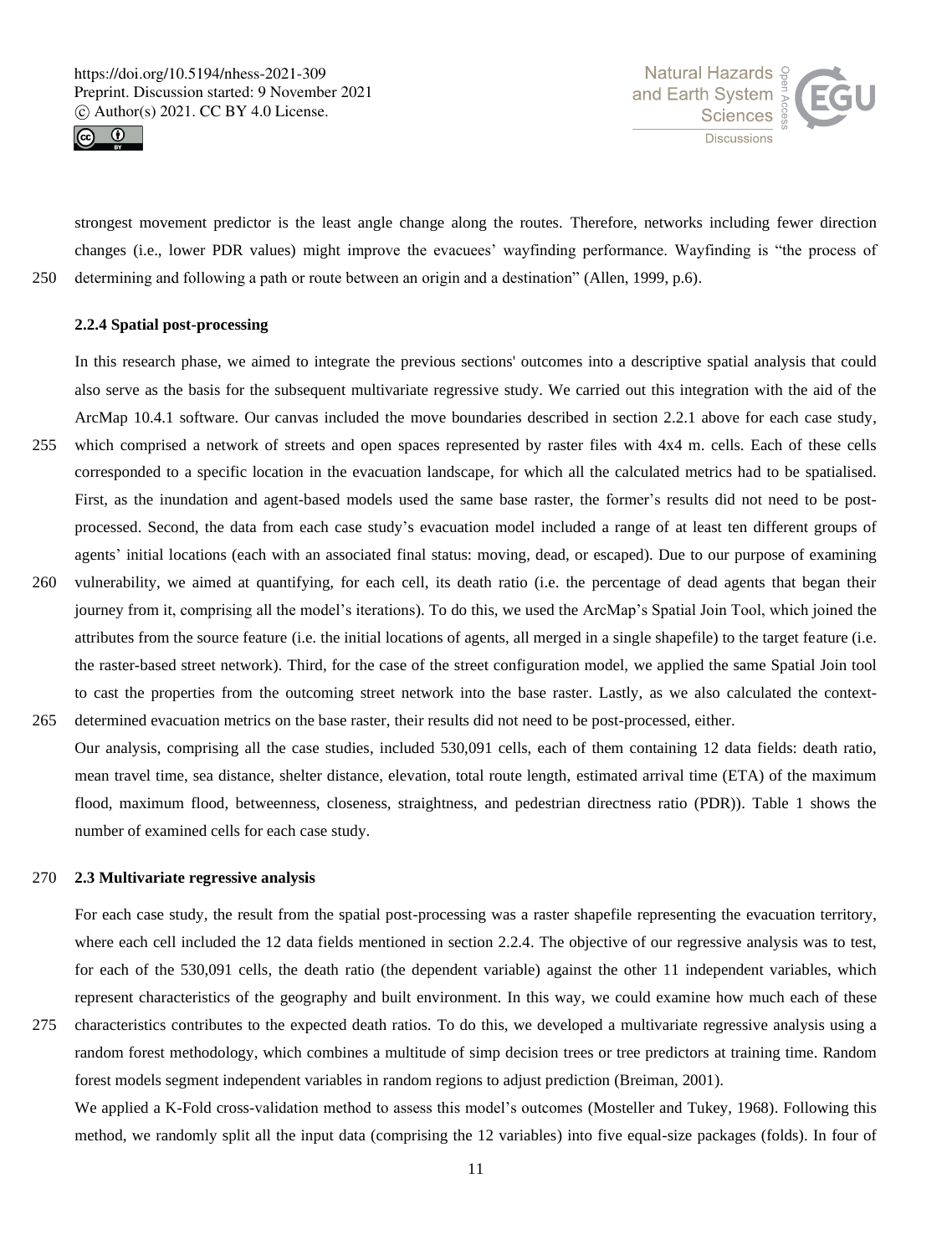strongest movement predictor is the least angle change along the routes. Therefore, networks including fewer direction changes (i.e., lower PDR values) might improve the evacuees' wayfinding performance. Wayfinding is "the process of determining and following a path or route between an origin and a destination" (Allen, 1999, p.6).

### 2.2.4 Spatial post-processing

In this research phase, we aimed to integrate the previous sections' outcomes into a descriptive spatial analysis that could also serve as the basis for the subsequent multivariate regressive study. We carried out this integration with the aid of the ArcMap 10.4.1 software. Our canvas included the move boundaries described in section 2.2.1 above for each case study, which comprised a network of streets and open spaces represented by raster files with 4x4 m. cells. Each of these cells corresponded to a specific location in the evacuation landscape, for which all the calculated metrics had to be spatialised. First, as the inundation and agent-based models used the same base raster, the former's results did not need to be post-processed. Second, the data from each case study's evacuation model included a range of at least ten different groups of agents' initial locations (each with an associated final status: moving, dead, or escaped). Due to our purpose of examining vulnerability, we aimed at quantifying, for each cell, its death ratio (i.e. the percentage of dead agents that began their journey from it, comprising all the model's iterations). To do this, we used the ArcMap's Spatial Join Tool, which joined the attributes from the source feature (i.e. the initial locations of agents, all merged in a single shapefile) to the target feature (i.e. the raster-based street network). Third, for the case of the street configuration model, we applied the same Spatial Join tool to cast the properties from the outcoming street network into the base raster. Lastly, as we also calculated the context-determined evacuation metrics on the base raster, their results did not need to be post-processed, either.

Our analysis, comprising all the case studies, included 530,091 cells, each of them containing 12 data fields: death ratio, mean travel time, sea distance, shelter distance, elevation, total route length, estimated arrival time (ETA) of the maximum flood, maximum flood, betweenness, closeness, straightness, and pedestrian directness ratio (PDR)). Table 1 shows the number of examined cells for each case study.

## 2.3 Multivariate regressive analysis

For each case study, the result from the spatial post-processing was a raster shapefile representing the evacuation territory, where each cell included the 12 data fields mentioned in section 2.2.4. The objective of our regressive analysis was to test, for each of the 530,091 cells, the death ratio (the dependent variable) against the other 11 independent variables, which represent characteristics of the geography and built environment. In this way, we could examine how much each of these characteristics contributes to the expected death ratios. To do this, we developed a multivariate regressive analysis using a random forest methodology, which combines a multitude of simp decision trees or tree predictors at training time. Random forest models segment independent variables in random regions to adjust prediction (Breiman, 2001).

We applied a K-Fold cross-validation method to assess this model's outcomes (Mosteller and Tukey, 1968). Following this method, we randomly split all the input data (comprising the 12 variables) into five equal-size packages (folds). In four of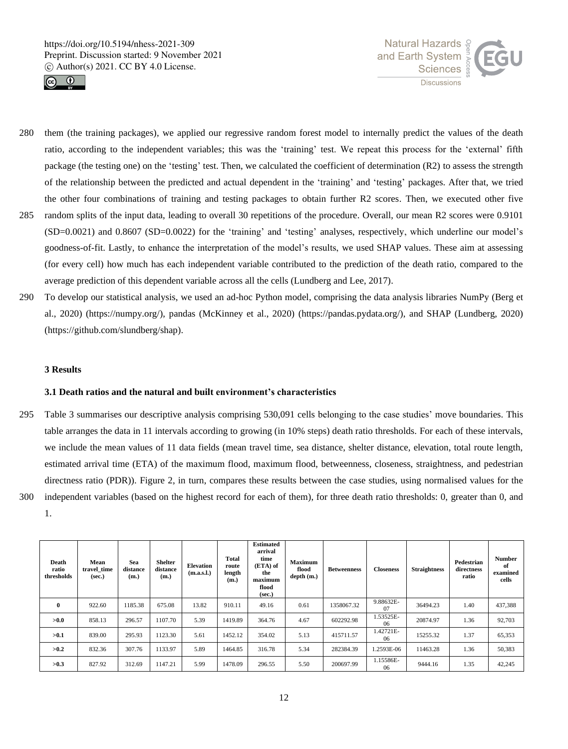them (the training packages), we applied our regressive random forest model to internally predict the values of the death ratio, according to the independent variables; this was the 'training' test. We repeat this process for the 'external' fifth package (the testing one) on the 'testing' test. Then, we calculated the coefficient of determination (R2) to assess the strength of the relationship between the predicted and actual dependent in the 'training' and 'testing' packages. After that, we tried the other four combinations of training and testing packages to obtain further R2 scores. Then, we executed other five random splits of the input data, leading to overall 30 repetitions of the procedure. Overall, our mean R2 scores were 0.9101 (SD=0.0021) and 0.8607 (SD=0.0022) for the 'training' and 'testing' analyses, respectively, which underline our model's goodness-of-fit. Lastly, to enhance the interpretation of the model's results, we used SHAP values. These aim at assessing (for every cell) how much has each independent variable contributed to the prediction of the death ratio, compared to the average prediction of this dependent variable across all the cells (Lundberg and Lee, 2017).

To develop our statistical analysis, we used an ad-hoc Python model, comprising the data analysis libraries NumPy (Berg et al., 2020) (https://numpy.org/), pandas (McKinney et al., 2020) (https://pandas.pydata.org/), and SHAP (Lundberg, 2020) (https://github.com/slundberg/shap).

## 3 Results

### 3.1 Death ratios and the natural and built environment's characteristics

Table 3 summarises our descriptive analysis comprising 530,091 cells belonging to the case studies' move boundaries. This table arranges the data in 11 intervals according to growing (in 10% steps) death ratio thresholds. For each of these intervals, we include the mean values of 11 data fields (mean travel time, sea distance, shelter distance, elevation, total route length, estimated arrival time (ETA) of the maximum flood, maximum flood, betweenness, closeness, straightness, and pedestrian directness ratio (PDR)). Figure 2, in turn, compares these results between the case studies, using normalised values for the independent variables (based on the highest record for each of them), for three death ratio thresholds: 0, greater than 0, and 1.

| Death ratio thresholds | Mean travel_time (sec.) | Sea distance (m.) | Shelter distance (m.) | Elevation (m.a.s.l.) | Total route length (m.) | Estimated arrival time (ETA) of the maximum flood (sec.) | Maximum flood depth (m.) | Betweenness | Closeness | Straightness | Pedestrian directness ratio | Number of examined cells |
|---|---|---|---|---|---|---|---|---|---|---|---|---|
| **0** | 922.60 | 1185.38 | 675.08 | 13.82 | 910.11 | 49.16 | 0.61 | 1358067.32 | 9.88632E-07 | 36494.23 | 1.40 | 437,388 |
| **>0.0** | 858.13 | 296.57 | 1107.70 | 5.39 | 1419.89 | 364.76 | 4.67 | 602292.98 | 1.53525E-06 | 20874.97 | 1.36 | 92,703 |
| **>0.1** | 839.00 | 295.93 | 1123.30 | 5.61 | 1452.12 | 354.02 | 5.13 | 415711.57 | 1.42721E-06 | 15255.32 | 1.37 | 65,353 |
| **>0.2** | 832.36 | 307.76 | 1133.97 | 5.89 | 1464.85 | 316.78 | 5.34 | 282384.39 | 1.2593E-06 | 11463.28 | 1.36 | 50,383 |
| **>0.3** | 827.92 | 312.69 | 1147.21 | 5.99 | 1478.09 | 296.55 | 5.50 | 200697.99 | 1.15586E-06 | 9444.16 | 1.35 | 42,245 |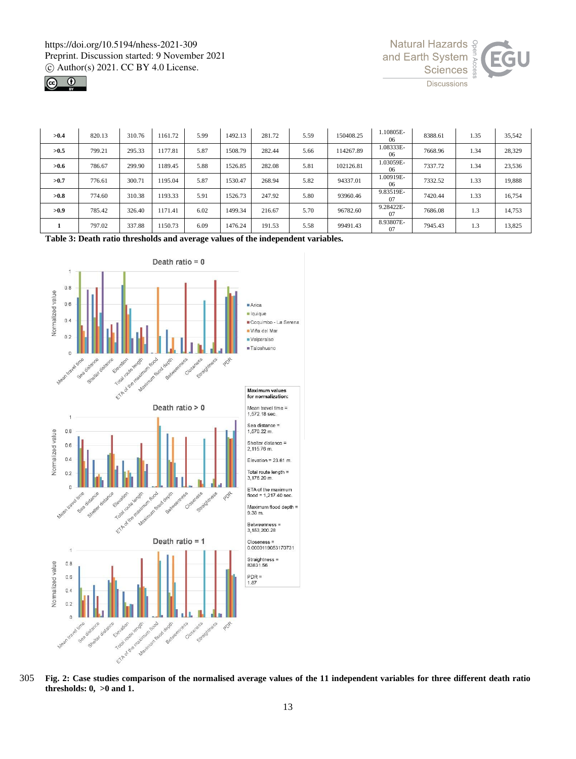| | | | | | | | | | | | |
|---|---|---|---|---|---|---|---|---|---|---|---|
| **>0.4** | 820.13 | 310.76 | 1161.72 | 5.99 | 1492.13 | 281.72 | 5.59 | 150408.25 | 1.10805E-06 | 8388.61 | 1.35 | 35,542 |
| **>0.5** | 799.21 | 295.33 | 1177.81 | 5.87 | 1508.79 | 282.44 | 5.66 | 114267.89 | 1.08333E-06 | 7668.96 | 1.34 | 28,329 |
| **>0.6** | 786.67 | 299.90 | 1189.45 | 5.88 | 1526.85 | 282.08 | 5.81 | 102126.81 | 1.03059E-06 | 7337.72 | 1.34 | 23,536 |
| **>0.7** | 776.61 | 300.71 | 1195.04 | 5.87 | 1530.47 | 268.94 | 5.82 | 94337.01 | 1.00919E-06 | 7332.52 | 1.33 | 19,888 |
| **>0.8** | 774.60 | 310.38 | 1193.33 | 5.91 | 1526.73 | 247.92 | 5.80 | 93960.46 | 9.83519E-07 | 7420.44 | 1.33 | 16,754 |
| **>0.9** | 785.42 | 326.40 | 1171.41 | 6.02 | 1499.34 | 216.67 | 5.70 | 96782.60 | 9.28422E-07 | 7686.08 | 1.3 | 14,753 |
| **1** | 797.02 | 337.88 | 1150.73 | 6.09 | 1476.24 | 191.53 | 5.58 | 99491.43 | 8.93807E-07 | 7945.43 | 1.3 | 13,825 |

**Table 3: Death ratio thresholds and average values of the independent variables.**

Death ratio = 0

Death ratio > 0

Death ratio = 1

Normalized value

Mean travel time, Sea distance, Shelter distance, Elevation, Total route length, ETA of the maximum flood, Maximum flood depth, Betweenness, Closeness, Straightness, PDR

Arica
Iquique
Coquimbo - La Serena
Viña del Mar
Valparaíso
Talcahuano

Maximum values for normalization:
Mean travel time = 1,572.18 sec.
Sea distance = 1,570.22 m.
Shelter distance = 2,115.76 m.
Elevation = 23.61 m.
Total route length = 3,176.20 m.
ETA of the maximum flood = 1,217.40 sec.
Maximum flood depth = 9.38 m.
Betweenness = 3,153,200.28
Closeness = 0.0000119053170731
Straightness = 83831.56
PDR = 1.87

**Fig. 2: Case studies comparison of the normalised average values of the 11 independent variables for three different death ratio thresholds: 0, >0 and 1.**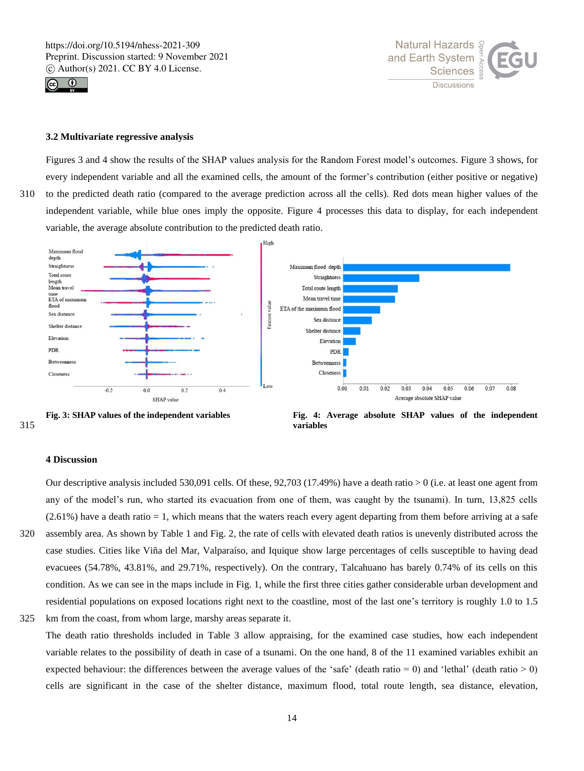### 3.2 Multivariate regressive analysis

Figures 3 and 4 show the results of the SHAP values analysis for the Random Forest model's outcomes. Figure 3 shows, for every independent variable and all the examined cells, the amount of the former's contribution (either positive or negative) to the predicted death ratio (compared to the average prediction across all the cells). Red dots mean higher values of the independent variable, while blue ones imply the opposite. Figure 4 processes this data to display, for each independent variable, the average absolute contribution to the predicted death ratio.

Maximum flood depth
Straightness
Total route length
Mean travel time
ETA of maximum flood
Sea distance
Shelter distance
Elevation
PDR
Betweenness
Closeness
-0.2 0.0 0.2 0.4
SHAP value
High
Feature value
Low

**Fig. 3: SHAP values of the independent variables**

Maximum flood depth
Straightness
Total route length
Mean travel time
ETA of the maximum flood
Sea distance
Shelter distance
Elevation
PDR
Betweenness
Closeness
0.00 0.01 0.02 0.03 0.04 0.05 0.06 0.07 0.08
Average absolute SHAP value

**Fig. 4: Average absolute SHAP values of the independent variables**

## 4 Discussion

Our descriptive analysis included 530,091 cells. Of these, 92,703 (17.49%) have a death ratio > 0 (i.e. at least one agent from any of the model's run, who started its evacuation from one of them, was caught by the tsunami). In turn, 13,825 cells (2.61%) have a death ratio = 1, which means that the waters reach every agent departing from them before arriving at a safe assembly area. As shown by Table 1 and Fig. 2, the rate of cells with elevated death ratios is unevenly distributed across the case studies. Cities like Viña del Mar, Valparaíso, and Iquique show large percentages of cells susceptible to having dead evacuees (54.78%, 43.81%, and 29.71%, respectively). On the contrary, Talcahuano has barely 0.74% of its cells on this condition. As we can see in the maps include in Fig. 1, while the first three cities gather considerable urban development and residential populations on exposed locations right next to the coastline, most of the last one's territory is roughly 1.0 to 1.5 km from the coast, from whom large, marshy areas separate it.

The death ratio thresholds included in Table 3 allow appraising, for the examined case studies, how each independent variable relates to the possibility of death in case of a tsunami. On the one hand, 8 of the 11 examined variables exhibit an expected behaviour: the differences between the average values of the 'safe' (death ratio = 0) and 'lethal' (death ratio > 0) cells are significant in the case of the shelter distance, maximum flood, total route length, sea distance, elevation,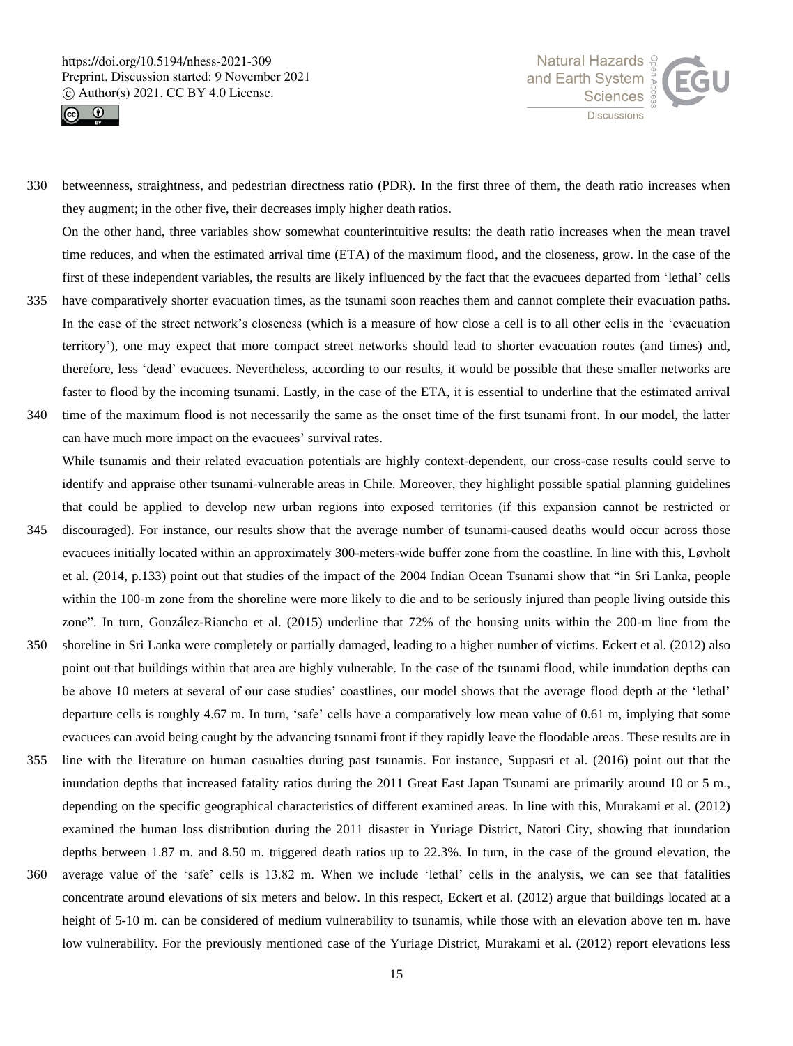betweenness, straightness, and pedestrian directness ratio (PDR). In the first three of them, the death ratio increases when they augment; in the other five, their decreases imply higher death ratios.

On the other hand, three variables show somewhat counterintuitive results: the death ratio increases when the mean travel time reduces, and when the estimated arrival time (ETA) of the maximum flood, and the closeness, grow. In the case of the first of these independent variables, the results are likely influenced by the fact that the evacuees departed from 'lethal' cells have comparatively shorter evacuation times, as the tsunami soon reaches them and cannot complete their evacuation paths. In the case of the street network's closeness (which is a measure of how close a cell is to all other cells in the 'evacuation territory'), one may expect that more compact street networks should lead to shorter evacuation routes (and times) and, therefore, less 'dead' evacuees. Nevertheless, according to our results, it would be possible that these smaller networks are faster to flood by the incoming tsunami. Lastly, in the case of the ETA, it is essential to underline that the estimated arrival time of the maximum flood is not necessarily the same as the onset time of the first tsunami front. In our model, the latter can have much more impact on the evacuees' survival rates.

While tsunamis and their related evacuation potentials are highly context-dependent, our cross-case results could serve to identify and appraise other tsunami-vulnerable areas in Chile. Moreover, they highlight possible spatial planning guidelines that could be applied to develop new urban regions into exposed territories (if this expansion cannot be restricted or discouraged). For instance, our results show that the average number of tsunami-caused deaths would occur across those evacuees initially located within an approximately 300-meters-wide buffer zone from the coastline. In line with this, Løvholt et al. (2014, p.133) point out that studies of the impact of the 2004 Indian Ocean Tsunami show that "in Sri Lanka, people within the 100-m zone from the shoreline were more likely to die and to be seriously injured than people living outside this zone". In turn, González-Riancho et al. (2015) underline that 72% of the housing units within the 200-m line from the shoreline in Sri Lanka were completely or partially damaged, leading to a higher number of victims. Eckert et al. (2012) also point out that buildings within that area are highly vulnerable. In the case of the tsunami flood, while inundation depths can be above 10 meters at several of our case studies' coastlines, our model shows that the average flood depth at the 'lethal' departure cells is roughly 4.67 m. In turn, 'safe' cells have a comparatively low mean value of 0.61 m, implying that some evacuees can avoid being caught by the advancing tsunami front if they rapidly leave the floodable areas. These results are in line with the literature on human casualties during past tsunamis. For instance, Suppasri et al. (2016) point out that the inundation depths that increased fatality ratios during the 2011 Great East Japan Tsunami are primarily around 10 or 5 m., depending on the specific geographical characteristics of different examined areas. In line with this, Murakami et al. (2012) examined the human loss distribution during the 2011 disaster in Yuriage District, Natori City, showing that inundation depths between 1.87 m. and 8.50 m. triggered death ratios up to 22.3%. In turn, in the case of the ground elevation, the average value of the 'safe' cells is 13.82 m. When we include 'lethal' cells in the analysis, we can see that fatalities concentrate around elevations of six meters and below. In this respect, Eckert et al. (2012) argue that buildings located at a height of 5-10 m. can be considered of medium vulnerability to tsunamis, while those with an elevation above ten m. have low vulnerability. For the previously mentioned case of the Yuriage District, Murakami et al. (2012) report elevations less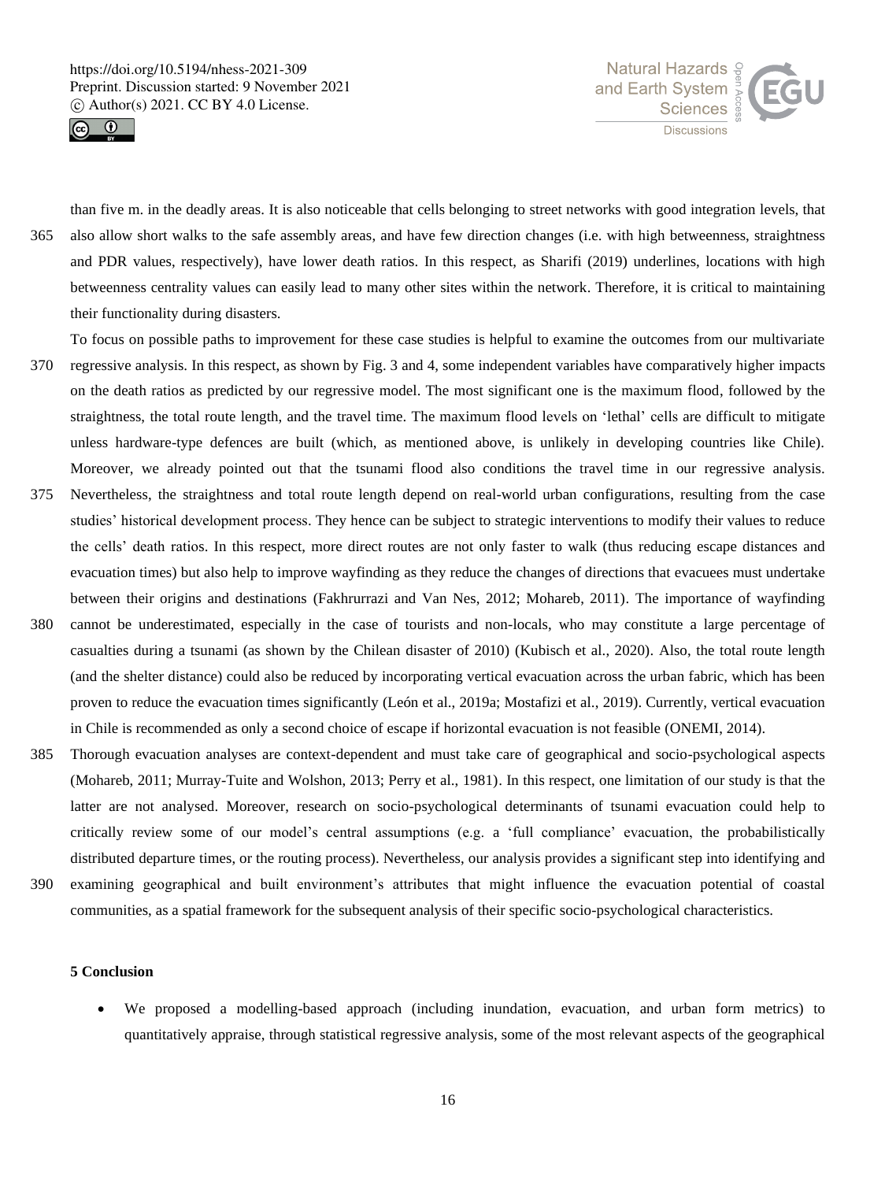than five m. in the deadly areas. It is also noticeable that cells belonging to street networks with good integration levels, that also allow short walks to the safe assembly areas, and have few direction changes (i.e. with high betweenness, straightness and PDR values, respectively), have lower death ratios. In this respect, as Sharifi (2019) underlines, locations with high betweenness centrality values can easily lead to many other sites within the network. Therefore, it is critical to maintaining their functionality during disasters.

To focus on possible paths to improvement for these case studies is helpful to examine the outcomes from our multivariate regressive analysis. In this respect, as shown by Fig. 3 and 4, some independent variables have comparatively higher impacts on the death ratios as predicted by our regressive model. The most significant one is the maximum flood, followed by the straightness, the total route length, and the travel time. The maximum flood levels on 'lethal' cells are difficult to mitigate unless hardware-type defences are built (which, as mentioned above, is unlikely in developing countries like Chile). Moreover, we already pointed out that the tsunami flood also conditions the travel time in our regressive analysis. Nevertheless, the straightness and total route length depend on real-world urban configurations, resulting from the case studies' historical development process. They hence can be subject to strategic interventions to modify their values to reduce the cells' death ratios. In this respect, more direct routes are not only faster to walk (thus reducing escape distances and evacuation times) but also help to improve wayfinding as they reduce the changes of directions that evacuees must undertake between their origins and destinations (Fakhrurrazi and Van Nes, 2012; Mohareb, 2011). The importance of wayfinding cannot be underestimated, especially in the case of tourists and non-locals, who may constitute a large percentage of casualties during a tsunami (as shown by the Chilean disaster of 2010) (Kubisch et al., 2020). Also, the total route length (and the shelter distance) could also be reduced by incorporating vertical evacuation across the urban fabric, which has been proven to reduce the evacuation times significantly (León et al., 2019a; Mostafizi et al., 2019). Currently, vertical evacuation in Chile is recommended as only a second choice of escape if horizontal evacuation is not feasible (ONEMI, 2014).

Thorough evacuation analyses are context-dependent and must take care of geographical and socio-psychological aspects (Mohareb, 2011; Murray-Tuite and Wolshon, 2013; Perry et al., 1981). In this respect, one limitation of our study is that the latter are not analysed. Moreover, research on socio-psychological determinants of tsunami evacuation could help to critically review some of our model's central assumptions (e.g. a 'full compliance' evacuation, the probabilistically distributed departure times, or the routing process). Nevertheless, our analysis provides a significant step into identifying and examining geographical and built environment's attributes that might influence the evacuation potential of coastal communities, as a spatial framework for the subsequent analysis of their specific socio-psychological characteristics.

## 5 Conclusion

- We proposed a modelling-based approach (including inundation, evacuation, and urban form metrics) to quantitatively appraise, through statistical regressive analysis, some of the most relevant aspects of the geographical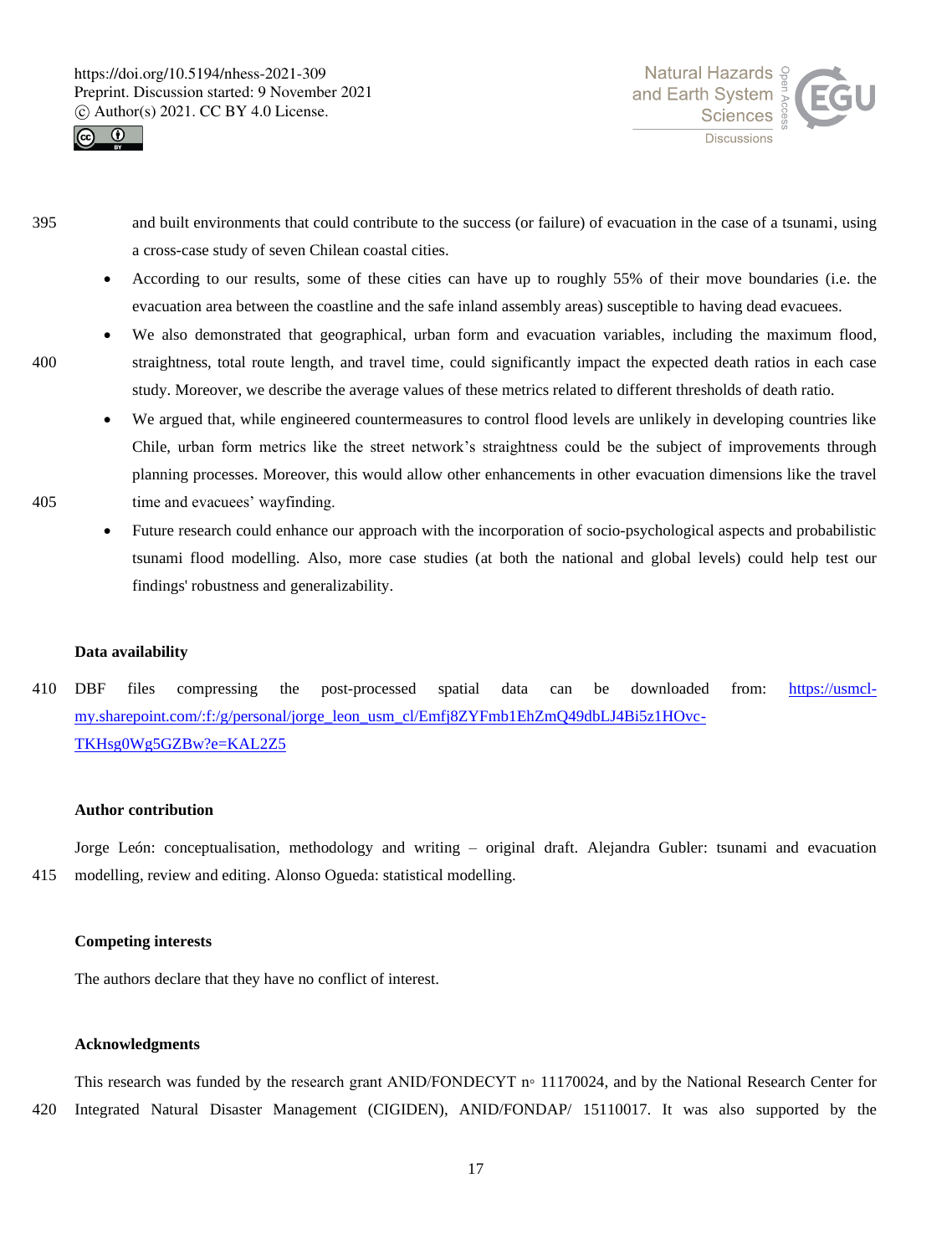and built environments that could contribute to the success (or failure) of evacuation in the case of a tsunami, using a cross-case study of seven Chilean coastal cities.

- According to our results, some of these cities can have up to roughly 55% of their move boundaries (i.e. the evacuation area between the coastline and the safe inland assembly areas) susceptible to having dead evacuees.
- We also demonstrated that geographical, urban form and evacuation variables, including the maximum flood, straightness, total route length, and travel time, could significantly impact the expected death ratios in each case study. Moreover, we describe the average values of these metrics related to different thresholds of death ratio.
- We argued that, while engineered countermeasures to control flood levels are unlikely in developing countries like Chile, urban form metrics like the street network's straightness could be the subject of improvements through planning processes. Moreover, this would allow other enhancements in other evacuation dimensions like the travel time and evacuees' wayfinding.
- Future research could enhance our approach with the incorporation of socio-psychological aspects and probabilistic tsunami flood modelling. Also, more case studies (at both the national and global levels) could help test our findings' robustness and generalizability.

**Data availability**

DBF files compressing the post-processed spatial data can be downloaded from: https://usmcl-my.sharepoint.com/:f:/g/personal/jorge_leon_usm_cl/Emfj8ZYFmb1EhZmQ49dbLJ4Bi5z1HOvc-TKHsg0Wg5GZBw?e=KAL2Z5

**Author contribution**

Jorge León: conceptualisation, methodology and writing – original draft. Alejandra Gubler: tsunami and evacuation modelling, review and editing. Alonso Ogueda: statistical modelling.

**Competing interests**

The authors declare that they have no conflict of interest.

**Acknowledgments**

This research was funded by the research grant ANID/FONDECYT n◦ 11170024, and by the National Research Center for Integrated Natural Disaster Management (CIGIDEN), ANID/FONDAP/ 15110017. It was also supported by the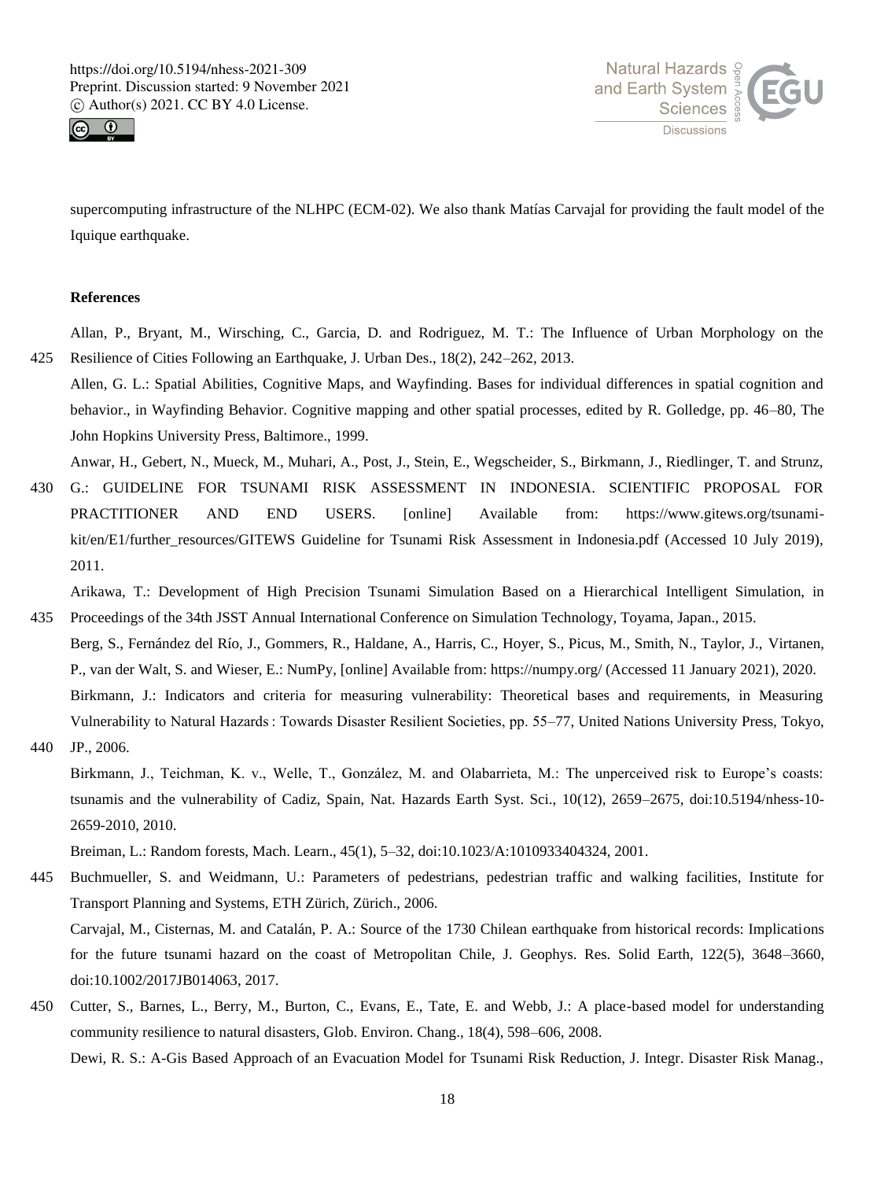supercomputing infrastructure of the NLHPC (ECM-02). We also thank Matías Carvajal for providing the fault model of the Iquique earthquake.

## References

Allan, P., Bryant, M., Wirsching, C., Garcia, D. and Rodriguez, M. T.: The Influence of Urban Morphology on the Resilience of Cities Following an Earthquake, J. Urban Des., 18(2), 242–262, 2013.

Allen, G. L.: Spatial Abilities, Cognitive Maps, and Wayfinding. Bases for individual differences in spatial cognition and behavior., in Wayfinding Behavior. Cognitive mapping and other spatial processes, edited by R. Golledge, pp. 46–80, The John Hopkins University Press, Baltimore., 1999.

Anwar, H., Gebert, N., Mueck, M., Muhari, A., Post, J., Stein, E., Wegscheider, S., Birkmann, J., Riedlinger, T. and Strunz, G.: GUIDELINE FOR TSUNAMI RISK ASSESSMENT IN INDONESIA. SCIENTIFIC PROPOSAL FOR PRACTITIONER AND END USERS. [online] Available from: https://www.gitews.org/tsunami-kit/en/E1/further_resources/GITEWS Guideline for Tsunami Risk Assessment in Indonesia.pdf (Accessed 10 July 2019), 2011.

Arikawa, T.: Development of High Precision Tsunami Simulation Based on a Hierarchical Intelligent Simulation, in Proceedings of the 34th JSST Annual International Conference on Simulation Technology, Toyama, Japan., 2015.

Berg, S., Fernández del Río, J., Gommers, R., Haldane, A., Harris, C., Hoyer, S., Picus, M., Smith, N., Taylor, J., Virtanen, P., van der Walt, S. and Wieser, E.: NumPy, [online] Available from: https://numpy.org/ (Accessed 11 January 2021), 2020.

Birkmann, J.: Indicators and criteria for measuring vulnerability: Theoretical bases and requirements, in Measuring Vulnerability to Natural Hazards : Towards Disaster Resilient Societies, pp. 55–77, United Nations University Press, Tokyo, JP., 2006.

Birkmann, J., Teichman, K. v., Welle, T., González, M. and Olabarrieta, M.: The unperceived risk to Europe's coasts: tsunamis and the vulnerability of Cadiz, Spain, Nat. Hazards Earth Syst. Sci., 10(12), 2659–2675, doi:10.5194/nhess-10-2659-2010, 2010.

Breiman, L.: Random forests, Mach. Learn., 45(1), 5–32, doi:10.1023/A:1010933404324, 2001.

Buchmueller, S. and Weidmann, U.: Parameters of pedestrians, pedestrian traffic and walking facilities, Institute for Transport Planning and Systems, ETH Zürich, Zürich., 2006.

Carvajal, M., Cisternas, M. and Catalán, P. A.: Source of the 1730 Chilean earthquake from historical records: Implications for the future tsunami hazard on the coast of Metropolitan Chile, J. Geophys. Res. Solid Earth, 122(5), 3648–3660, doi:10.1002/2017JB014063, 2017.

Cutter, S., Barnes, L., Berry, M., Burton, C., Evans, E., Tate, E. and Webb, J.: A place-based model for understanding community resilience to natural disasters, Glob. Environ. Chang., 18(4), 598–606, 2008.

Dewi, R. S.: A-Gis Based Approach of an Evacuation Model for Tsunami Risk Reduction, J. Integr. Disaster Risk Manag.,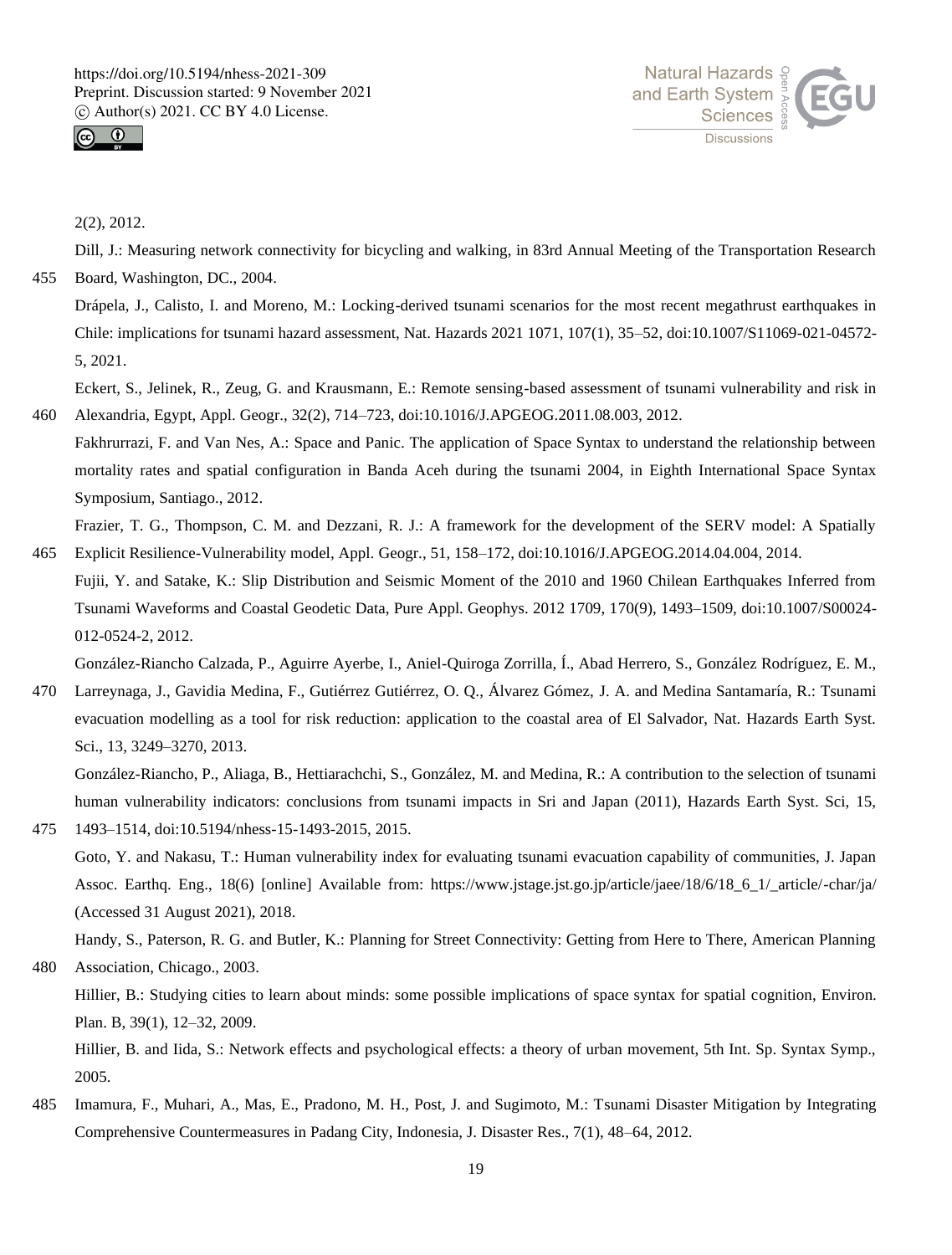2(2), 2012.

Dill, J.: Measuring network connectivity for bicycling and walking, in 83rd Annual Meeting of the Transportation Research Board, Washington, DC., 2004.

Drápela, J., Calisto, I. and Moreno, M.: Locking-derived tsunami scenarios for the most recent megathrust earthquakes in Chile: implications for tsunami hazard assessment, Nat. Hazards 2021 1071, 107(1), 35–52, doi:10.1007/S11069-021-04572-5, 2021.

Eckert, S., Jelinek, R., Zeug, G. and Krausmann, E.: Remote sensing-based assessment of tsunami vulnerability and risk in Alexandria, Egypt, Appl. Geogr., 32(2), 714–723, doi:10.1016/J.APGEOG.2011.08.003, 2012.

Fakhrurrazi, F. and Van Nes, A.: Space and Panic. The application of Space Syntax to understand the relationship between mortality rates and spatial configuration in Banda Aceh during the tsunami 2004, in Eighth International Space Syntax Symposium, Santiago., 2012.

Frazier, T. G., Thompson, C. M. and Dezzani, R. J.: A framework for the development of the SERV model: A Spatially Explicit Resilience-Vulnerability model, Appl. Geogr., 51, 158–172, doi:10.1016/J.APGEOG.2014.04.004, 2014.

Fujii, Y. and Satake, K.: Slip Distribution and Seismic Moment of the 2010 and 1960 Chilean Earthquakes Inferred from Tsunami Waveforms and Coastal Geodetic Data, Pure Appl. Geophys. 2012 1709, 170(9), 1493–1509, doi:10.1007/S00024-012-0524-2, 2012.

González-Riancho Calzada, P., Aguirre Ayerbe, I., Aniel-Quiroga Zorrilla, Í., Abad Herrero, S., González Rodríguez, E. M., Larreynaga, J., Gavidia Medina, F., Gutiérrez Gutiérrez, O. Q., Álvarez Gómez, J. A. and Medina Santamaría, R.: Tsunami evacuation modelling as a tool for risk reduction: application to the coastal area of El Salvador, Nat. Hazards Earth Syst. Sci., 13, 3249–3270, 2013.

González-Riancho, P., Aliaga, B., Hettiarachchi, S., González, M. and Medina, R.: A contribution to the selection of tsunami human vulnerability indicators: conclusions from tsunami impacts in Sri and Japan (2011), Hazards Earth Syst. Sci, 15, 1493–1514, doi:10.5194/nhess-15-1493-2015, 2015.

Goto, Y. and Nakasu, T.: Human vulnerability index for evaluating tsunami evacuation capability of communities, J. Japan Assoc. Earthq. Eng., 18(6) [online] Available from: https://www.jstage.jst.go.jp/article/jaee/18/6/18_6_1/_article/-char/ja/ (Accessed 31 August 2021), 2018.

Handy, S., Paterson, R. G. and Butler, K.: Planning for Street Connectivity: Getting from Here to There, American Planning Association, Chicago., 2003.

Hillier, B.: Studying cities to learn about minds: some possible implications of space syntax for spatial cognition, Environ. Plan. B, 39(1), 12–32, 2009.

Hillier, B. and Iida, S.: Network effects and psychological effects: a theory of urban movement, 5th Int. Sp. Syntax Symp., 2005.

Imamura, F., Muhari, A., Mas, E., Pradono, M. H., Post, J. and Sugimoto, M.: Tsunami Disaster Mitigation by Integrating Comprehensive Countermeasures in Padang City, Indonesia, J. Disaster Res., 7(1), 48–64, 2012.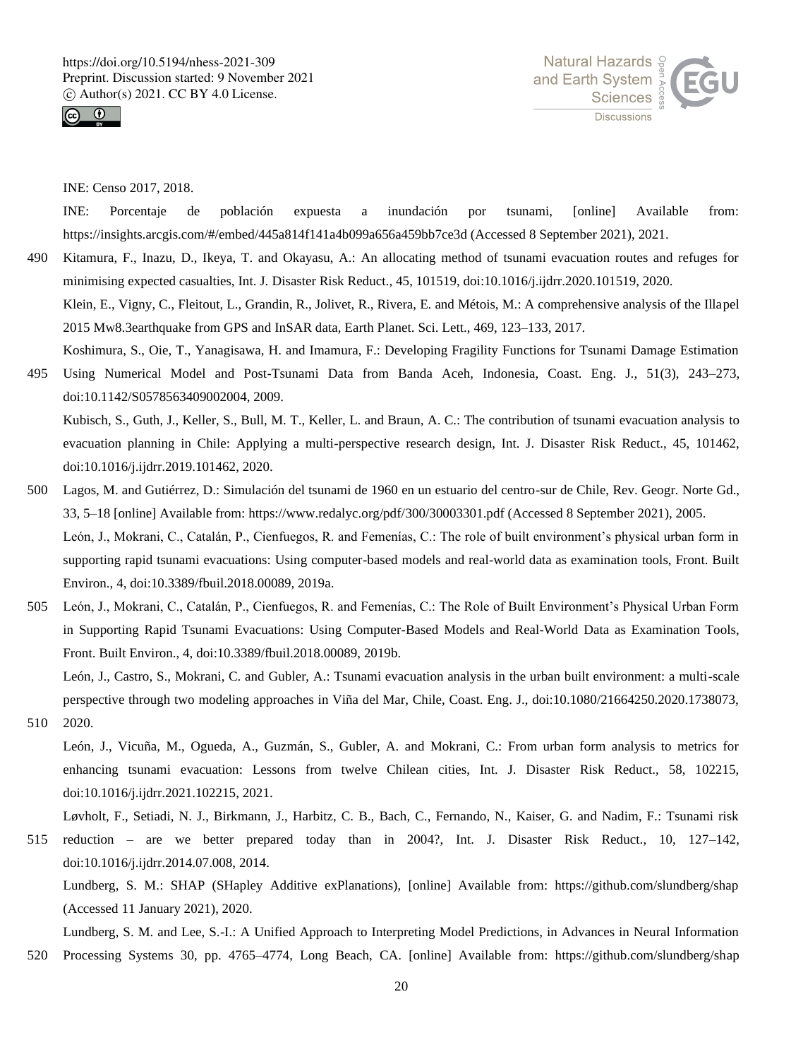INE: Censo 2017, 2018.

INE: Porcentaje de población expuesta a inundación por tsunami, [online] Available from: https://insights.arcgis.com/#/embed/445a814f141a4b099a656a459bb7ce3d (Accessed 8 September 2021), 2021.

Kitamura, F., Inazu, D., Ikeya, T. and Okayasu, A.: An allocating method of tsunami evacuation routes and refuges for minimising expected casualties, Int. J. Disaster Risk Reduct., 45, 101519, doi:10.1016/j.ijdrr.2020.101519, 2020.

Klein, E., Vigny, C., Fleitout, L., Grandin, R., Jolivet, R., Rivera, E. and Métois, M.: A comprehensive analysis of the Illapel 2015 Mw8.3earthquake from GPS and InSAR data, Earth Planet. Sci. Lett., 469, 123–133, 2017.

Koshimura, S., Oie, T., Yanagisawa, H. and Imamura, F.: Developing Fragility Functions for Tsunami Damage Estimation Using Numerical Model and Post-Tsunami Data from Banda Aceh, Indonesia, Coast. Eng. J., 51(3), 243–273, doi:10.1142/S0578563409002004, 2009.

Kubisch, S., Guth, J., Keller, S., Bull, M. T., Keller, L. and Braun, A. C.: The contribution of tsunami evacuation analysis to evacuation planning in Chile: Applying a multi-perspective research design, Int. J. Disaster Risk Reduct., 45, 101462, doi:10.1016/j.ijdrr.2019.101462, 2020.

Lagos, M. and Gutiérrez, D.: Simulación del tsunami de 1960 en un estuario del centro-sur de Chile, Rev. Geogr. Norte Gd., 33, 5–18 [online] Available from: https://www.redalyc.org/pdf/300/30003301.pdf (Accessed 8 September 2021), 2005.

León, J., Mokrani, C., Catalán, P., Cienfuegos, R. and Femenías, C.: The role of built environment's physical urban form in supporting rapid tsunami evacuations: Using computer-based models and real-world data as examination tools, Front. Built Environ., 4, doi:10.3389/fbuil.2018.00089, 2019a.

León, J., Mokrani, C., Catalán, P., Cienfuegos, R. and Femenías, C.: The Role of Built Environment's Physical Urban Form in Supporting Rapid Tsunami Evacuations: Using Computer-Based Models and Real-World Data as Examination Tools, Front. Built Environ., 4, doi:10.3389/fbuil.2018.00089, 2019b.

León, J., Castro, S., Mokrani, C. and Gubler, A.: Tsunami evacuation analysis in the urban built environment: a multi-scale perspective through two modeling approaches in Viña del Mar, Chile, Coast. Eng. J., doi:10.1080/21664250.2020.1738073, 2020.

León, J., Vicuña, M., Ogueda, A., Guzmán, S., Gubler, A. and Mokrani, C.: From urban form analysis to metrics for enhancing tsunami evacuation: Lessons from twelve Chilean cities, Int. J. Disaster Risk Reduct., 58, 102215, doi:10.1016/j.ijdrr.2021.102215, 2021.

Løvholt, F., Setiadi, N. J., Birkmann, J., Harbitz, C. B., Bach, C., Fernando, N., Kaiser, G. and Nadim, F.: Tsunami risk reduction – are we better prepared today than in 2004?, Int. J. Disaster Risk Reduct., 10, 127–142, doi:10.1016/j.ijdrr.2014.07.008, 2014.

Lundberg, S. M.: SHAP (SHapley Additive exPlanations), [online] Available from: https://github.com/slundberg/shap (Accessed 11 January 2021), 2020.

Lundberg, S. M. and Lee, S.-I.: A Unified Approach to Interpreting Model Predictions, in Advances in Neural Information Processing Systems 30, pp. 4765–4774, Long Beach, CA. [online] Available from: https://github.com/slundberg/shap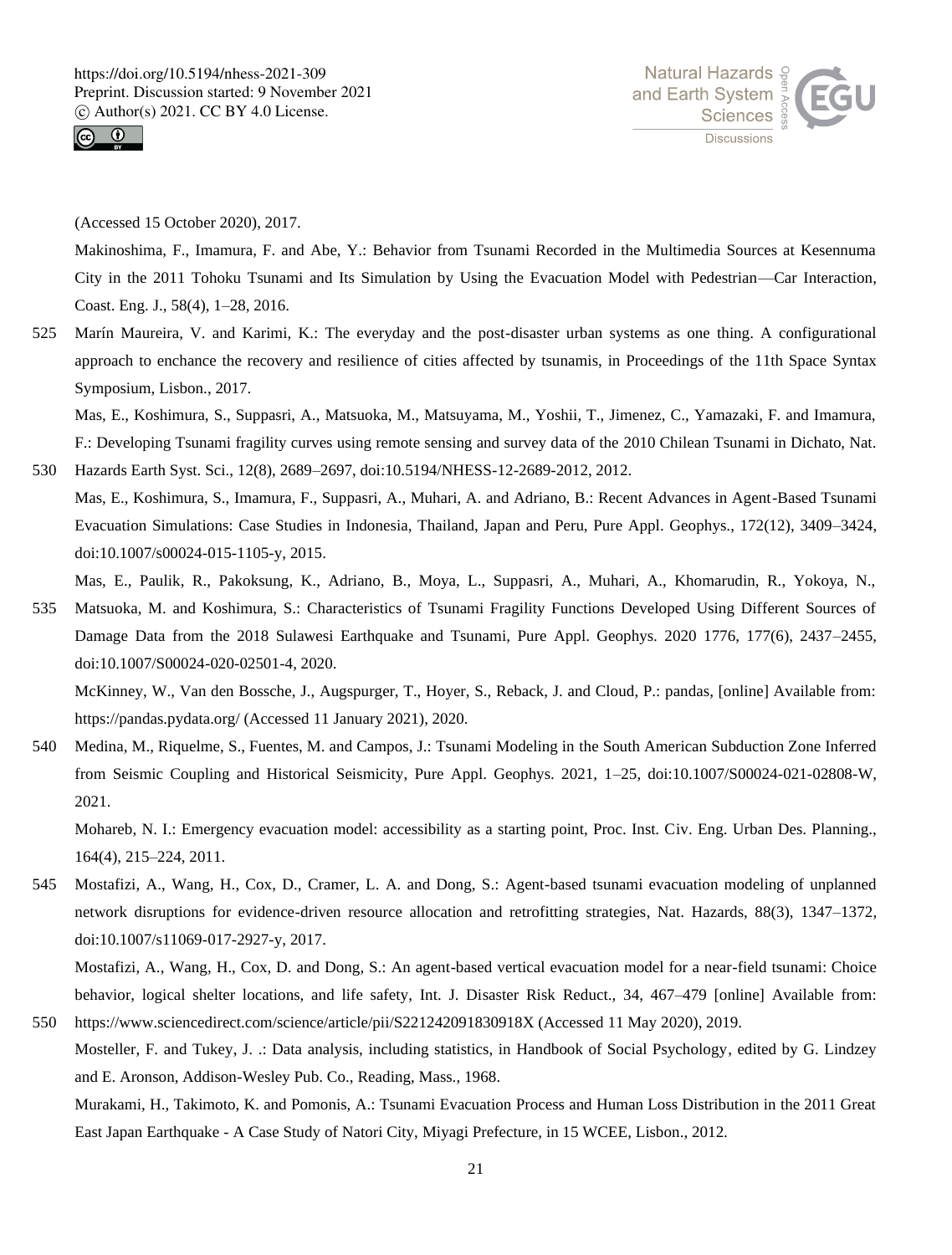(Accessed 15 October 2020), 2017.

Makinoshima, F., Imamura, F. and Abe, Y.: Behavior from Tsunami Recorded in the Multimedia Sources at Kesennuma City in the 2011 Tohoku Tsunami and Its Simulation by Using the Evacuation Model with Pedestrian—Car Interaction, Coast. Eng. J., 58(4), 1–28, 2016.

Marín Maureira, V. and Karimi, K.: The everyday and the post-disaster urban systems as one thing. A configurational approach to enchance the recovery and resilience of cities affected by tsunamis, in Proceedings of the 11th Space Syntax Symposium, Lisbon., 2017.

Mas, E., Koshimura, S., Suppasri, A., Matsuoka, M., Matsuyama, M., Yoshii, T., Jimenez, C., Yamazaki, F. and Imamura, F.: Developing Tsunami fragility curves using remote sensing and survey data of the 2010 Chilean Tsunami in Dichato, Nat. Hazards Earth Syst. Sci., 12(8), 2689–2697, doi:10.5194/NHESS-12-2689-2012, 2012.

Mas, E., Koshimura, S., Imamura, F., Suppasri, A., Muhari, A. and Adriano, B.: Recent Advances in Agent-Based Tsunami Evacuation Simulations: Case Studies in Indonesia, Thailand, Japan and Peru, Pure Appl. Geophys., 172(12), 3409–3424, doi:10.1007/s00024-015-1105-y, 2015.

Mas, E., Paulik, R., Pakoksung, K., Adriano, B., Moya, L., Suppasri, A., Muhari, A., Khomarudin, R., Yokoya, N., Matsuoka, M. and Koshimura, S.: Characteristics of Tsunami Fragility Functions Developed Using Different Sources of Damage Data from the 2018 Sulawesi Earthquake and Tsunami, Pure Appl. Geophys. 2020 1776, 177(6), 2437–2455, doi:10.1007/S00024-020-02501-4, 2020.

McKinney, W., Van den Bossche, J., Augspurger, T., Hoyer, S., Reback, J. and Cloud, P.: pandas, [online] Available from: https://pandas.pydata.org/ (Accessed 11 January 2021), 2020.

Medina, M., Riquelme, S., Fuentes, M. and Campos, J.: Tsunami Modeling in the South American Subduction Zone Inferred from Seismic Coupling and Historical Seismicity, Pure Appl. Geophys. 2021, 1–25, doi:10.1007/S00024-021-02808-W, 2021.

Mohareb, N. I.: Emergency evacuation model: accessibility as a starting point, Proc. Inst. Civ. Eng. Urban Des. Planning., 164(4), 215–224, 2011.

Mostafizi, A., Wang, H., Cox, D., Cramer, L. A. and Dong, S.: Agent-based tsunami evacuation modeling of unplanned network disruptions for evidence-driven resource allocation and retrofitting strategies, Nat. Hazards, 88(3), 1347–1372, doi:10.1007/s11069-017-2927-y, 2017.

Mostafizi, A., Wang, H., Cox, D. and Dong, S.: An agent-based vertical evacuation model for a near-field tsunami: Choice behavior, logical shelter locations, and life safety, Int. J. Disaster Risk Reduct., 34, 467–479 [online] Available from: https://www.sciencedirect.com/science/article/pii/S221242091830918X (Accessed 11 May 2020), 2019.

Mosteller, F. and Tukey, J. .: Data analysis, including statistics, in Handbook of Social Psychology, edited by G. Lindzey and E. Aronson, Addison-Wesley Pub. Co., Reading, Mass., 1968.

Murakami, H., Takimoto, K. and Pomonis, A.: Tsunami Evacuation Process and Human Loss Distribution in the 2011 Great East Japan Earthquake - A Case Study of Natori City, Miyagi Prefecture, in 15 WCEE, Lisbon., 2012.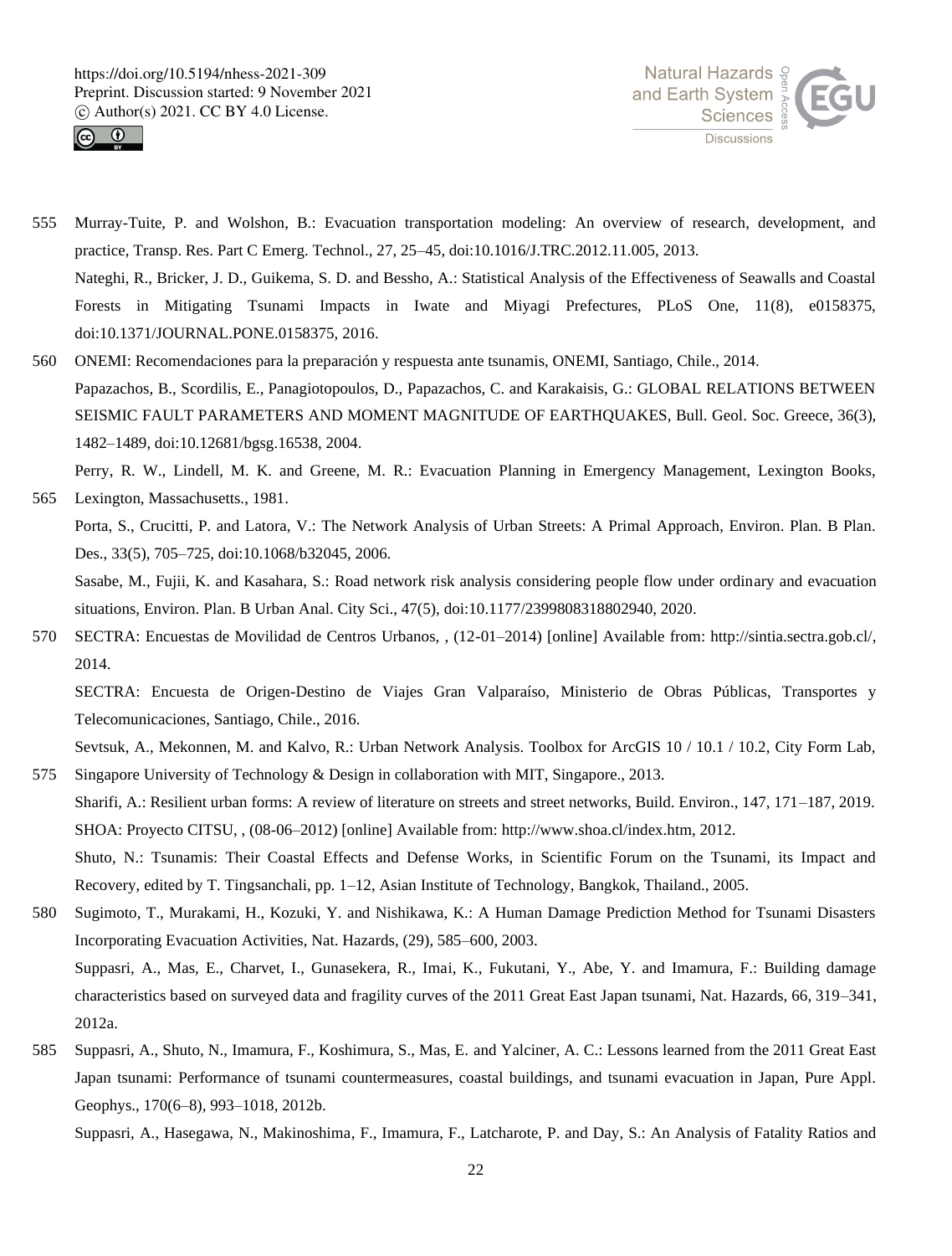Murray-Tuite, P. and Wolshon, B.: Evacuation transportation modeling: An overview of research, development, and practice, Transp. Res. Part C Emerg. Technol., 27, 25–45, doi:10.1016/J.TRC.2012.11.005, 2013.

Nateghi, R., Bricker, J. D., Guikema, S. D. and Bessho, A.: Statistical Analysis of the Effectiveness of Seawalls and Coastal Forests in Mitigating Tsunami Impacts in Iwate and Miyagi Prefectures, PLoS One, 11(8), e0158375, doi:10.1371/JOURNAL.PONE.0158375, 2016.

ONEMI: Recomendaciones para la preparación y respuesta ante tsunamis, ONEMI, Santiago, Chile., 2014.

Papazachos, B., Scordilis, E., Panagiotopoulos, D., Papazachos, C. and Karakaisis, G.: GLOBAL RELATIONS BETWEEN SEISMIC FAULT PARAMETERS AND MOMENT MAGNITUDE OF EARTHQUAKES, Bull. Geol. Soc. Greece, 36(3), 1482–1489, doi:10.12681/bgsg.16538, 2004.

Perry, R. W., Lindell, M. K. and Greene, M. R.: Evacuation Planning in Emergency Management, Lexington Books, Lexington, Massachusetts., 1981.

Porta, S., Crucitti, P. and Latora, V.: The Network Analysis of Urban Streets: A Primal Approach, Environ. Plan. B Plan. Des., 33(5), 705–725, doi:10.1068/b32045, 2006.

Sasabe, M., Fujii, K. and Kasahara, S.: Road network risk analysis considering people flow under ordinary and evacuation situations, Environ. Plan. B Urban Anal. City Sci., 47(5), doi:10.1177/2399808318802940, 2020.

SECTRA: Encuestas de Movilidad de Centros Urbanos, , (12-01–2014) [online] Available from: http://sintia.sectra.gob.cl/, 2014.

SECTRA: Encuesta de Origen-Destino de Viajes Gran Valparaíso, Ministerio de Obras Públicas, Transportes y Telecomunicaciones, Santiago, Chile., 2016.

Sevtsuk, A., Mekonnen, M. and Kalvo, R.: Urban Network Analysis. Toolbox for ArcGIS 10 / 10.1 / 10.2, City Form Lab, Singapore University of Technology & Design in collaboration with MIT, Singapore., 2013.

Sharifi, A.: Resilient urban forms: A review of literature on streets and street networks, Build. Environ., 147, 171–187, 2019.

SHOA: Proyecto CITSU, , (08-06–2012) [online] Available from: http://www.shoa.cl/index.htm, 2012.

Shuto, N.: Tsunamis: Their Coastal Effects and Defense Works, in Scientific Forum on the Tsunami, its Impact and Recovery, edited by T. Tingsanchali, pp. 1–12, Asian Institute of Technology, Bangkok, Thailand., 2005.

Sugimoto, T., Murakami, H., Kozuki, Y. and Nishikawa, K.: A Human Damage Prediction Method for Tsunami Disasters Incorporating Evacuation Activities, Nat. Hazards, (29), 585–600, 2003.

Suppasri, A., Mas, E., Charvet, I., Gunasekera, R., Imai, K., Fukutani, Y., Abe, Y. and Imamura, F.: Building damage characteristics based on surveyed data and fragility curves of the 2011 Great East Japan tsunami, Nat. Hazards, 66, 319–341, 2012a.

Suppasri, A., Shuto, N., Imamura, F., Koshimura, S., Mas, E. and Yalciner, A. C.: Lessons learned from the 2011 Great East Japan tsunami: Performance of tsunami countermeasures, coastal buildings, and tsunami evacuation in Japan, Pure Appl. Geophys., 170(6–8), 993–1018, 2012b.

Suppasri, A., Hasegawa, N., Makinoshima, F., Imamura, F., Latcharote, P. and Day, S.: An Analysis of Fatality Ratios and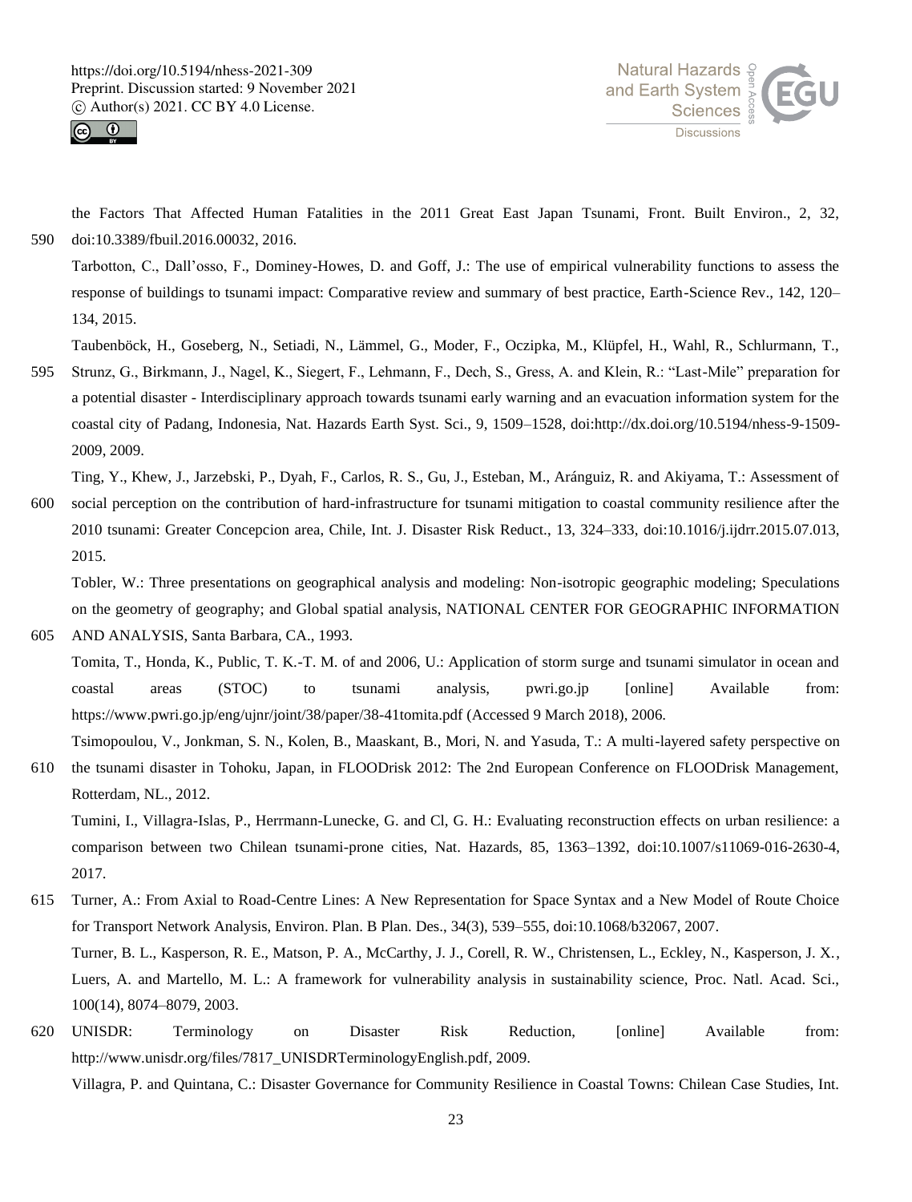the Factors That Affected Human Fatalities in the 2011 Great East Japan Tsunami, Front. Built Environ., 2, 32, doi:10.3389/fbuil.2016.00032, 2016.

Tarbotton, C., Dall'osso, F., Dominey-Howes, D. and Goff, J.: The use of empirical vulnerability functions to assess the response of buildings to tsunami impact: Comparative review and summary of best practice, Earth-Science Rev., 142, 120–134, 2015.

Taubenböck, H., Goseberg, N., Setiadi, N., Lämmel, G., Moder, F., Oczipka, M., Klüpfel, H., Wahl, R., Schlurmann, T., Strunz, G., Birkmann, J., Nagel, K., Siegert, F., Lehmann, F., Dech, S., Gress, A. and Klein, R.: "Last-Mile" preparation for a potential disaster - Interdisciplinary approach towards tsunami early warning and an evacuation information system for the coastal city of Padang, Indonesia, Nat. Hazards Earth Syst. Sci., 9, 1509–1528, doi:http://dx.doi.org/10.5194/nhess-9-1509-2009, 2009.

Ting, Y., Khew, J., Jarzebski, P., Dyah, F., Carlos, R. S., Gu, J., Esteban, M., Aránguiz, R. and Akiyama, T.: Assessment of social perception on the contribution of hard-infrastructure for tsunami mitigation to coastal community resilience after the 2010 tsunami: Greater Concepcion area, Chile, Int. J. Disaster Risk Reduct., 13, 324–333, doi:10.1016/j.ijdrr.2015.07.013, 2015.

Tobler, W.: Three presentations on geographical analysis and modeling: Non-isotropic geographic modeling; Speculations on the geometry of geography; and Global spatial analysis, NATIONAL CENTER FOR GEOGRAPHIC INFORMATION AND ANALYSIS, Santa Barbara, CA., 1993.

Tomita, T., Honda, K., Public, T. K.-T. M. of and 2006, U.: Application of storm surge and tsunami simulator in ocean and coastal areas (STOC) to tsunami analysis, pwri.go.jp [online] Available from: https://www.pwri.go.jp/eng/ujnr/joint/38/paper/38-41tomita.pdf (Accessed 9 March 2018), 2006.

Tsimopoulou, V., Jonkman, S. N., Kolen, B., Maaskant, B., Mori, N. and Yasuda, T.: A multi-layered safety perspective on the tsunami disaster in Tohoku, Japan, in FLOODrisk 2012: The 2nd European Conference on FLOODrisk Management, Rotterdam, NL., 2012.

Tumini, I., Villagra-Islas, P., Herrmann-Lunecke, G. and Cl, G. H.: Evaluating reconstruction effects on urban resilience: a comparison between two Chilean tsunami-prone cities, Nat. Hazards, 85, 1363–1392, doi:10.1007/s11069-016-2630-4, 2017.

Turner, A.: From Axial to Road-Centre Lines: A New Representation for Space Syntax and a New Model of Route Choice for Transport Network Analysis, Environ. Plan. B Plan. Des., 34(3), 539–555, doi:10.1068/b32067, 2007.

Turner, B. L., Kasperson, R. E., Matson, P. A., McCarthy, J. J., Corell, R. W., Christensen, L., Eckley, N., Kasperson, J. X., Luers, A. and Martello, M. L.: A framework for vulnerability analysis in sustainability science, Proc. Natl. Acad. Sci., 100(14), 8074–8079, 2003.

UNISDR: Terminology on Disaster Risk Reduction, [online] Available from: http://www.unisdr.org/files/7817_UNISDRTerminologyEnglish.pdf, 2009.

Villagra, P. and Quintana, C.: Disaster Governance for Community Resilience in Coastal Towns: Chilean Case Studies, Int.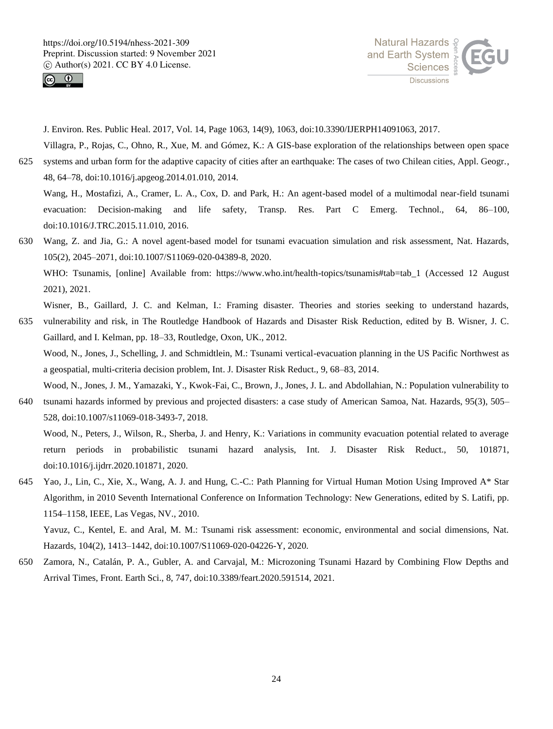J. Environ. Res. Public Heal. 2017, Vol. 14, Page 1063, 14(9), 1063, doi:10.3390/IJERPH14091063, 2017.

Villagra, P., Rojas, C., Ohno, R., Xue, M. and Gómez, K.: A GIS-base exploration of the relationships between open space systems and urban form for the adaptive capacity of cities after an earthquake: The cases of two Chilean cities, Appl. Geogr., 48, 64–78, doi:10.1016/j.apgeog.2014.01.010, 2014.

Wang, H., Mostafizi, A., Cramer, L. A., Cox, D. and Park, H.: An agent-based model of a multimodal near-field tsunami evacuation: Decision-making and life safety, Transp. Res. Part C Emerg. Technol., 64, 86–100, doi:10.1016/J.TRC.2015.11.010, 2016.

Wang, Z. and Jia, G.: A novel agent-based model for tsunami evacuation simulation and risk assessment, Nat. Hazards, 105(2), 2045–2071, doi:10.1007/S11069-020-04389-8, 2020.

WHO: Tsunamis, [online] Available from: https://www.who.int/health-topics/tsunamis#tab=tab_1 (Accessed 12 August 2021), 2021.

Wisner, B., Gaillard, J. C. and Kelman, I.: Framing disaster. Theories and stories seeking to understand hazards, vulnerability and risk, in The Routledge Handbook of Hazards and Disaster Risk Reduction, edited by B. Wisner, J. C. Gaillard, and I. Kelman, pp. 18–33, Routledge, Oxon, UK., 2012.

Wood, N., Jones, J., Schelling, J. and Schmidtlein, M.: Tsunami vertical-evacuation planning in the US Pacific Northwest as a geospatial, multi-criteria decision problem, Int. J. Disaster Risk Reduct., 9, 68–83, 2014.

Wood, N., Jones, J. M., Yamazaki, Y., Kwok-Fai, C., Brown, J., Jones, J. L. and Abdollahian, N.: Population vulnerability to tsunami hazards informed by previous and projected disasters: a case study of American Samoa, Nat. Hazards, 95(3), 505–528, doi:10.1007/s11069-018-3493-7, 2018.

Wood, N., Peters, J., Wilson, R., Sherba, J. and Henry, K.: Variations in community evacuation potential related to average return periods in probabilistic tsunami hazard analysis, Int. J. Disaster Risk Reduct., 50, 101871, doi:10.1016/j.ijdrr.2020.101871, 2020.

Yao, J., Lin, C., Xie, X., Wang, A. J. and Hung, C.-C.: Path Planning for Virtual Human Motion Using Improved A* Star Algorithm, in 2010 Seventh International Conference on Information Technology: New Generations, edited by S. Latifi, pp. 1154–1158, IEEE, Las Vegas, NV., 2010.

Yavuz, C., Kentel, E. and Aral, M. M.: Tsunami risk assessment: economic, environmental and social dimensions, Nat. Hazards, 104(2), 1413–1442, doi:10.1007/S11069-020-04226-Y, 2020.

Zamora, N., Catalán, P. A., Gubler, A. and Carvajal, M.: Microzoning Tsunami Hazard by Combining Flow Depths and Arrival Times, Front. Earth Sci., 8, 747, doi:10.3389/feart.2020.591514, 2021.